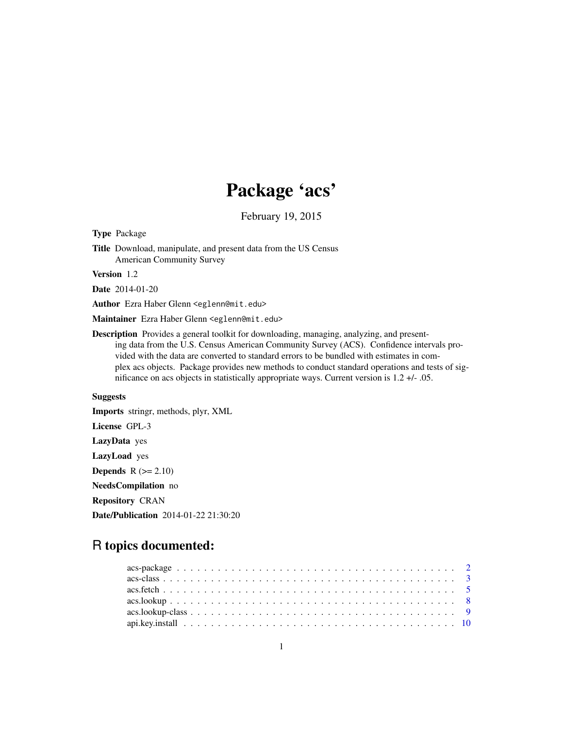# Package 'acs'

February 19, 2015

**Type** Package

**Title** Download, manipulate, and present data from the US Census American Community Survey

**Version** 1.2

**Date** 2014-01-20

**Author** Ezra Haber Glenn <eglenn@mit.edu>

**Maintainer** Ezra Haber Glenn <eglenn@mit.edu>

**Description** Provides a general toolkit for downloading, managing, analyzing, and presenting data from the U.S. Census American Community Survey (ACS). Confidence intervals provided with the data are converted to standard errors to be bundled with estimates in complex acs objects. Package provides new methods to conduct standard operations and tests of significance on acs objects in statistically appropriate ways. Current version is 1.2 +/- .05.

**Suggests**

**Imports** stringr, methods, plyr, XML

**License** GPL-3

**LazyData** yes

**LazyLoad** yes

**Depends** R (>= 2.10)

**NeedsCompilation** no

**Repository** CRAN

**Date/Publication** 2014-01-22 21:30:20

## R topics documented:

- acs-package . . . . . . . . . . . . . . . . . . . . . . . . . . . . . . . . . . . . . . . . 2
- acs-class . . . . . . . . . . . . . . . . . . . . . . . . . . . . . . . . . . . . . . . . . . 3
- acs.fetch . . . . . . . . . . . . . . . . . . . . . . . . . . . . . . . . . . . . . . . . . . 5
- acs.lookup . . . . . . . . . . . . . . . . . . . . . . . . . . . . . . . . . . . . . . . . . 8
- acs.lookup-class . . . . . . . . . . . . . . . . . . . . . . . . . . . . . . . . . . . . . . 9
- api.key.install . . . . . . . . . . . . . . . . . . . . . . . . . . . . . . . . . . . . . . 10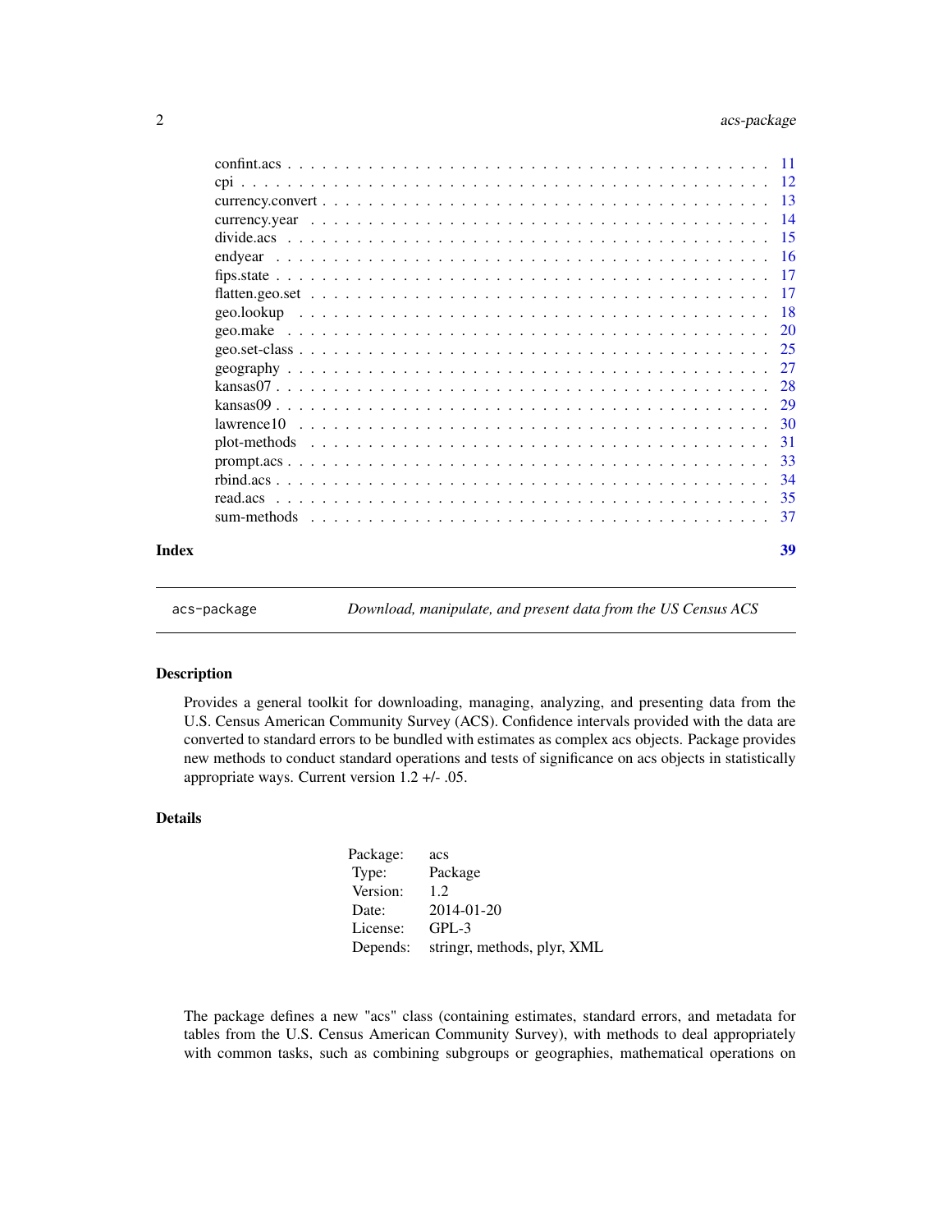| | |
|---|---|
| confint.acs | 11 |
| cpi | 12 |
| currency.convert | 13 |
| currency.year | 14 |
| divide.acs | 15 |
| endyear | 16 |
| fips.state | 17 |
| flatten.geo.set | 17 |
| geo.lookup | 18 |
| geo.make | 20 |
| geo.set-class | 25 |
| geography | 27 |
| kansas07 | 28 |
| kansas09 | 29 |
| lawrence10 | 30 |
| plot-methods | 31 |
| prompt.acs | 33 |
| rbind.acs | 34 |
| read.acs | 35 |
| sum-methods | 37 |

**Index** **39**

---

acs-package *Download, manipulate, and present data from the US Census ACS*

---

### Description

Provides a general toolkit for downloading, managing, analyzing, and presenting data from the U.S. Census American Community Survey (ACS). Confidence intervals provided with the data are converted to standard errors to be bundled with estimates as complex acs objects. Package provides new methods to conduct standard operations and tests of significance on acs objects in statistically appropriate ways. Current version 1.2 +/- .05.

### Details

| | |
|---|---|
| Package: | acs |
| Type: | Package |
| Version: | 1.2 |
| Date: | 2014-01-20 |
| License: | GPL-3 |
| Depends: | stringr, methods, plyr, XML |

The package defines a new "acs" class (containing estimates, standard errors, and metadata for tables from the U.S. Census American Community Survey), with methods to deal appropriately with common tasks, such as combining subgroups or geographies, mathematical operations on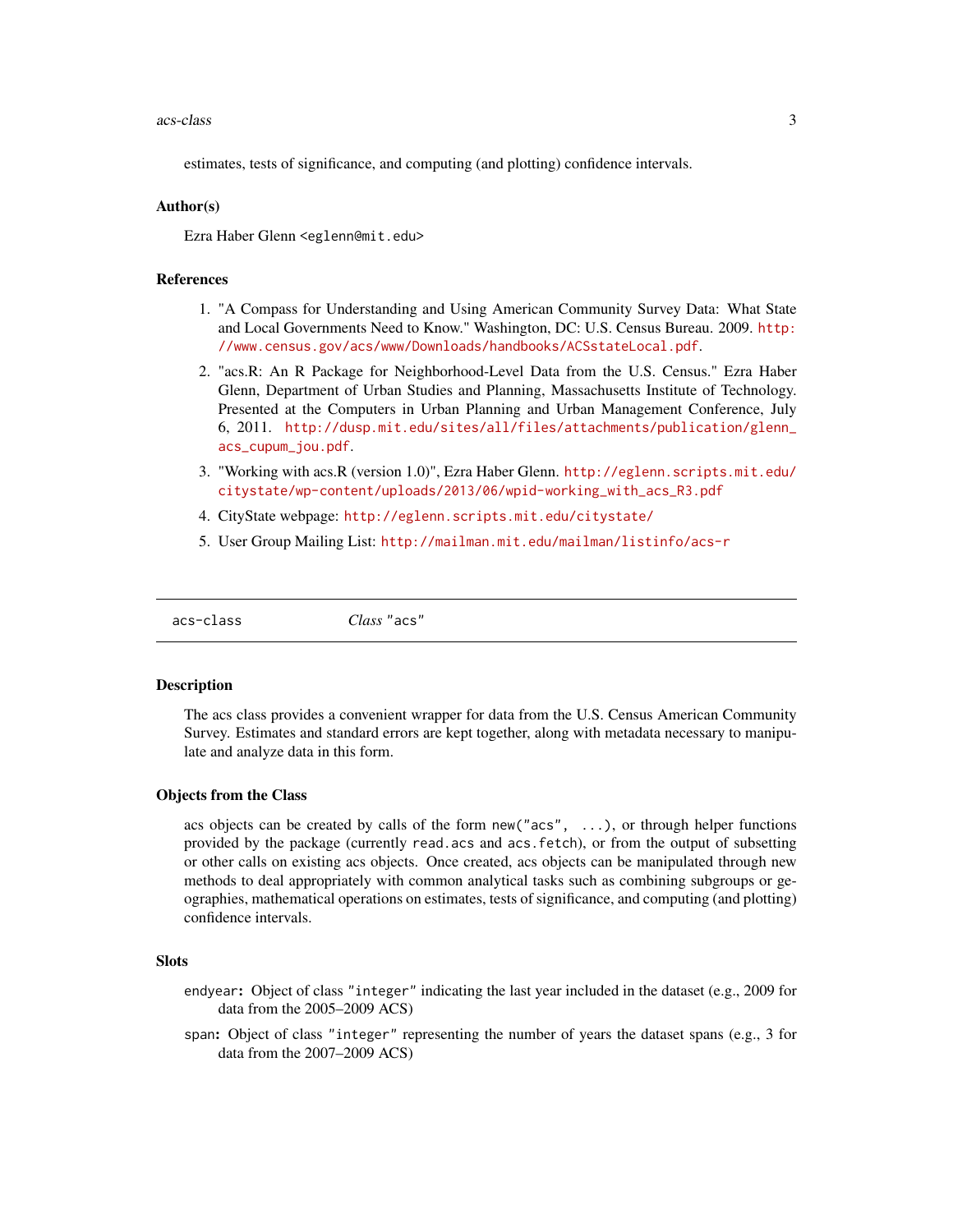estimates, tests of significance, and computing (and plotting) confidence intervals.

### Author(s)

Ezra Haber Glenn <eglenn@mit.edu>

### References

1. "A Compass for Understanding and Using American Community Survey Data: What State and Local Governments Need to Know." Washington, DC: U.S. Census Bureau. 2009. http://www.census.gov/acs/www/Downloads/handbooks/ACSstateLocal.pdf.
2. "acs.R: An R Package for Neighborhood-Level Data from the U.S. Census." Ezra Haber Glenn, Department of Urban Studies and Planning, Massachusetts Institute of Technology. Presented at the Computers in Urban Planning and Urban Management Conference, July 6, 2011. http://dusp.mit.edu/sites/all/files/attachments/publication/glenn_acs_cupum_jou.pdf.
3. "Working with acs.R (version 1.0)", Ezra Haber Glenn. http://eglenn.scripts.mit.edu/citystate/wp-content/uploads/2013/06/wpid-working_with_acs_R3.pdf
4. CityState webpage: http://eglenn.scripts.mit.edu/citystate/
5. User Group Mailing List: http://mailman.mit.edu/mailman/listinfo/acs-r

---

## acs-class *Class* "acs"

### Description

The acs class provides a convenient wrapper for data from the U.S. Census American Community Survey. Estimates and standard errors are kept together, along with metadata necessary to manipulate and analyze data in this form.

### Objects from the Class

acs objects can be created by calls of the form `new("acs", ...)`, or through helper functions provided by the package (currently `read.acs` and `acs.fetch`), or from the output of subsetting or other calls on existing acs objects. Once created, acs objects can be manipulated through new methods to deal appropriately with common analytical tasks such as combining subgroups or geographies, mathematical operations on estimates, tests of significance, and computing (and plotting) confidence intervals.

### Slots

- `endyear`: Object of class `"integer"` indicating the last year included in the dataset (e.g., 2009 for data from the 2005–2009 ACS)
- `span`: Object of class `"integer"` representing the number of years the dataset spans (e.g., 3 for data from the 2007–2009 ACS)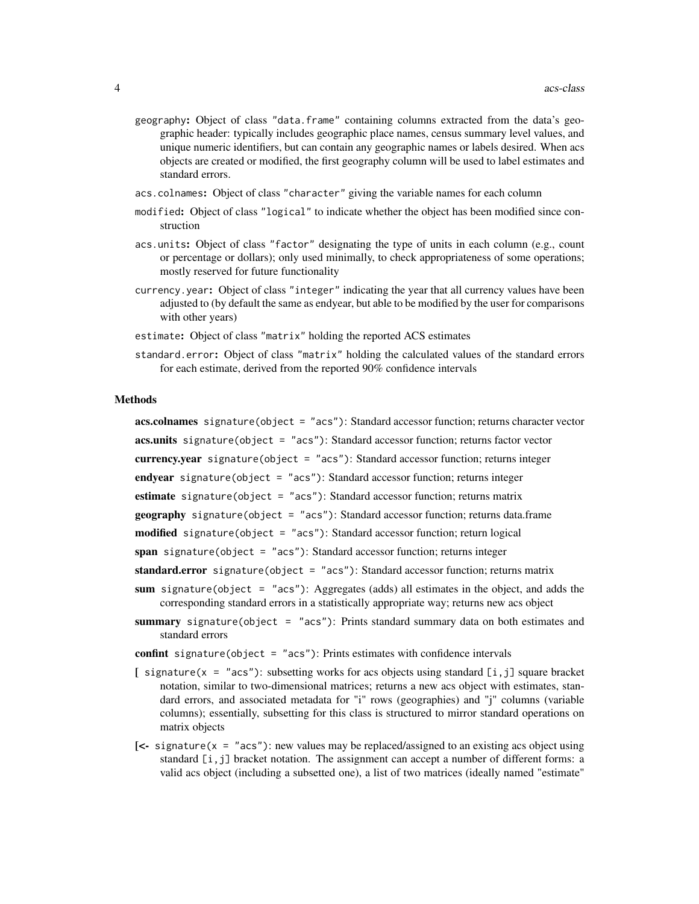geography**:** Object of class "data.frame" containing columns extracted from the data's geographic header: typically includes geographic place names, census summary level values, and unique numeric identifiers, but can contain any geographic names or labels desired. When acs objects are created or modified, the first geography column will be used to label estimates and standard errors.

acs.colnames**:** Object of class "character" giving the variable names for each column

modified**:** Object of class "logical" to indicate whether the object has been modified since construction

acs.units**:** Object of class "factor" designating the type of units in each column (e.g., count or percentage or dollars); only used minimally, to check appropriateness of some operations; mostly reserved for future functionality

currency.year**:** Object of class "integer" indicating the year that all currency values have been adjusted to (by default the same as endyear, but able to be modified by the user for comparisons with other years)

estimate**:** Object of class "matrix" holding the reported ACS estimates

standard.error**:** Object of class "matrix" holding the calculated values of the standard errors for each estimate, derived from the reported 90% confidence intervals

### Methods

**acs.colnames** signature(object = "acs"): Standard accessor function; returns character vector

**acs.units** signature(object = "acs"): Standard accessor function; returns factor vector

**currency.year** signature(object = "acs"): Standard accessor function; returns integer

**endyear** signature(object = "acs"): Standard accessor function; returns integer

**estimate** signature(object = "acs"): Standard accessor function; returns matrix

**geography** signature(object = "acs"): Standard accessor function; returns data.frame

**modified** signature(object = "acs"): Standard accessor function; return logical

**span** signature(object = "acs"): Standard accessor function; returns integer

**standard.error** signature(object = "acs"): Standard accessor function; returns matrix

**sum** signature(object = "acs"): Aggregates (adds) all estimates in the object, and adds the corresponding standard errors in a statistically appropriate way; returns new acs object

**summary** signature(object = "acs"): Prints standard summary data on both estimates and standard errors

**confint** signature(object = "acs"): Prints estimates with confidence intervals

**[** signature(x = "acs"): subsetting works for acs objects using standard [i,j] square bracket notation, similar to two-dimensional matrices; returns a new acs object with estimates, standard errors, and associated metadata for "i" rows (geographies) and "j" columns (variable columns); essentially, subsetting for this class is structured to mirror standard operations on matrix objects

**[<-** signature(x = "acs"): new values may be replaced/assigned to an existing acs object using standard [i,j] bracket notation. The assignment can accept a number of different forms: a valid acs object (including a subsetted one), a list of two matrices (ideally named "estimate"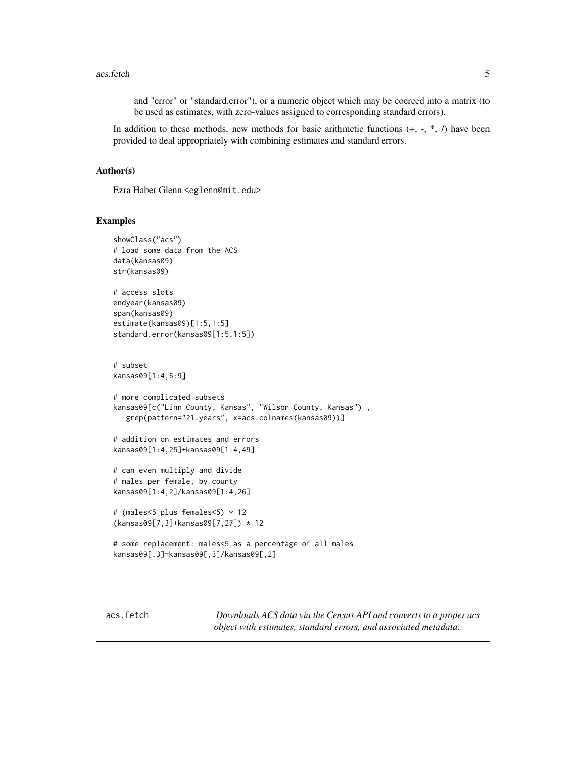and "error" or "standard.error"), or a numeric object which may be coerced into a matrix (to be used as estimates, with zero-values assigned to corresponding standard errors).

In addition to these methods, new methods for basic arithmetic functions (+, -, *, /) have been provided to deal appropriately with combining estimates and standard errors.

### Author(s)

Ezra Haber Glenn <eglenn@mit.edu>

### Examples

```
showClass("acs")
# load some data from the ACS
data(kansas09)
str(kansas09)

# access slots
endyear(kansas09)
span(kansas09)
estimate(kansas09)[1:5,1:5]
standard.error(kansas09[1:5,1:5])


# subset
kansas09[1:4,6:9]

# more complicated subsets
kansas09[c("Linn County, Kansas", "Wilson County, Kansas") ,
   grep(pattern="21.years", x=acs.colnames(kansas09))]

# addition on estimates and errors
kansas09[1:4,25]+kansas09[1:4,49]

# can even multiply and divide
# males per female, by county
kansas09[1:4,2]/kansas09[1:4,26]

# (males<5 plus females<5) * 12
(kansas09[7,3]+kansas09[7,27]) * 12

# some replacement: males<5 as a percentage of all males
kansas09[,3]=kansas09[,3]/kansas09[,2]
```

---

## acs.fetch

*Downloads ACS data via the Census API and converts to a proper acs object with estimates, standard errors, and associated metadata.*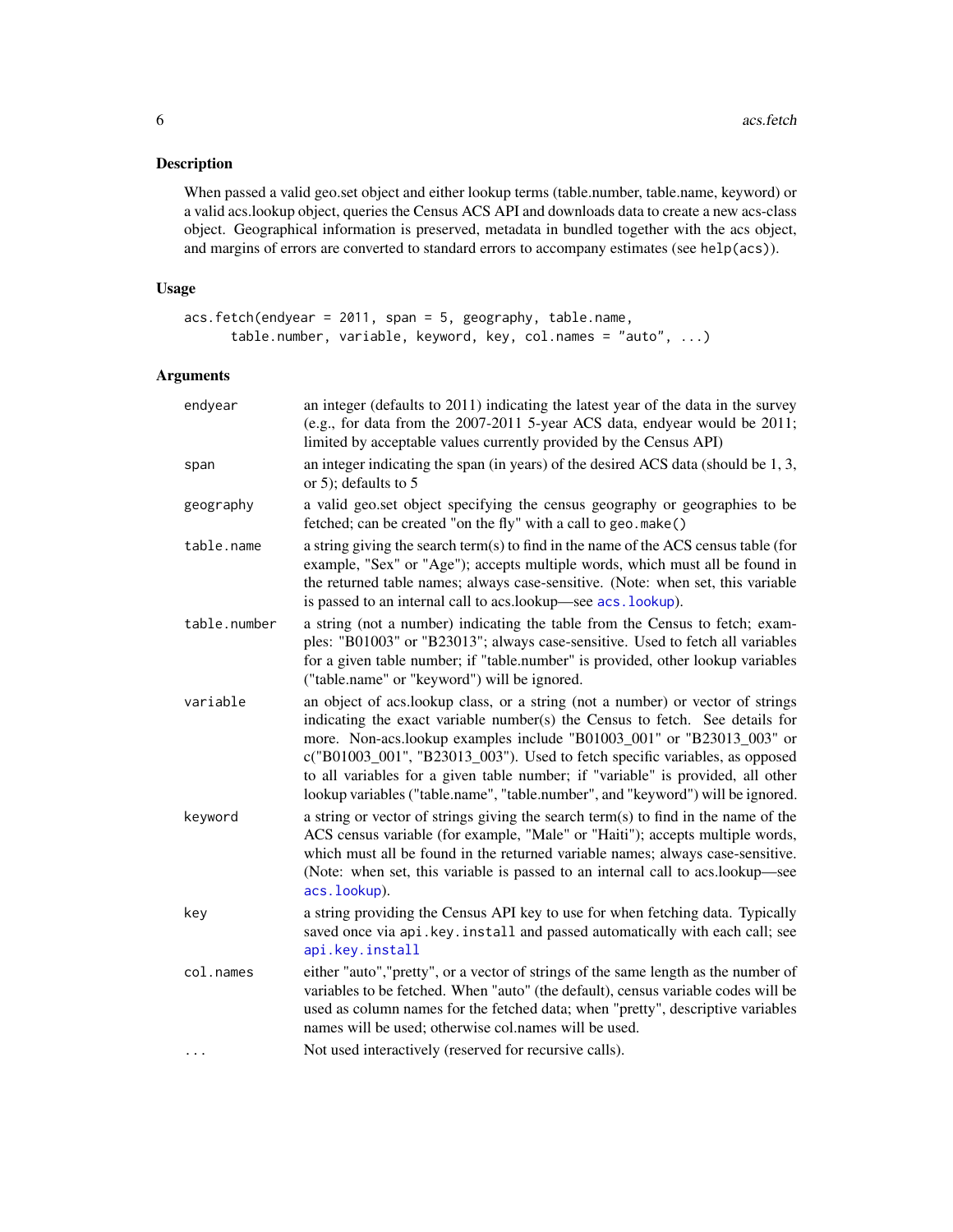### Description

When passed a valid geo.set object and either lookup terms (table.number, table.name, keyword) or a valid acs.lookup object, queries the Census ACS API and downloads data to create a new acs-class object. Geographical information is preserved, metadata in bundled together with the acs object, and margins of errors are converted to standard errors to accompany estimates (see `help(acs)`).

### Usage

```
acs.fetch(endyear = 2011, span = 5, geography, table.name,
      table.number, variable, keyword, key, col.names = "auto", ...)
```

### Arguments

| | |
|---|---|
| `endyear` | an integer (defaults to 2011) indicating the latest year of the data in the survey (e.g., for data from the 2007-2011 5-year ACS data, endyear would be 2011; limited by acceptable values currently provided by the Census API) |
| `span` | an integer indicating the span (in years) of the desired ACS data (should be 1, 3, or 5); defaults to 5 |
| `geography` | a valid geo.set object specifying the census geography or geographies to be fetched; can be created "on the fly" with a call to `geo.make()` |
| `table.name` | a string giving the search term(s) to find in the name of the ACS census table (for example, "Sex" or "Age"); accepts multiple words, which must all be found in the returned table names; always case-sensitive. (Note: when set, this variable is passed to an internal call to acs.lookup—see `acs.lookup`). |
| `table.number` | a string (not a number) indicating the table from the Census to fetch; examples: "B01003" or "B23013"; always case-sensitive. Used to fetch all variables for a given table number; if "table.number" is provided, other lookup variables ("table.name" or "keyword") will be ignored. |
| `variable` | an object of acs.lookup class, or a string (not a number) or vector of strings indicating the exact variable number(s) the Census to fetch. See details for more. Non-acs.lookup examples include "B01003_001" or "B23013_003" or c("B01003_001", "B23013_003"). Used to fetch specific variables, as opposed to all variables for a given table number; if "variable" is provided, all other lookup variables ("table.name", "table.number", and "keyword") will be ignored. |
| `keyword` | a string or vector of strings giving the search term(s) to find in the name of the ACS census variable (for example, "Male" or "Haiti"); accepts multiple words, which must all be found in the returned variable names; always case-sensitive. (Note: when set, this variable is passed to an internal call to acs.lookup—see `acs.lookup`). |
| `key` | a string providing the Census API key to use for when fetching data. Typically saved once via `api.key.install` and passed automatically with each call; see `api.key.install` |
| `col.names` | either "auto","pretty", or a vector of strings of the same length as the number of variables to be fetched. When "auto" (the default), census variable codes will be used as column names for the fetched data; when "pretty", descriptive variables names will be used; otherwise col.names will be used. |
| `...` | Not used interactively (reserved for recursive calls). |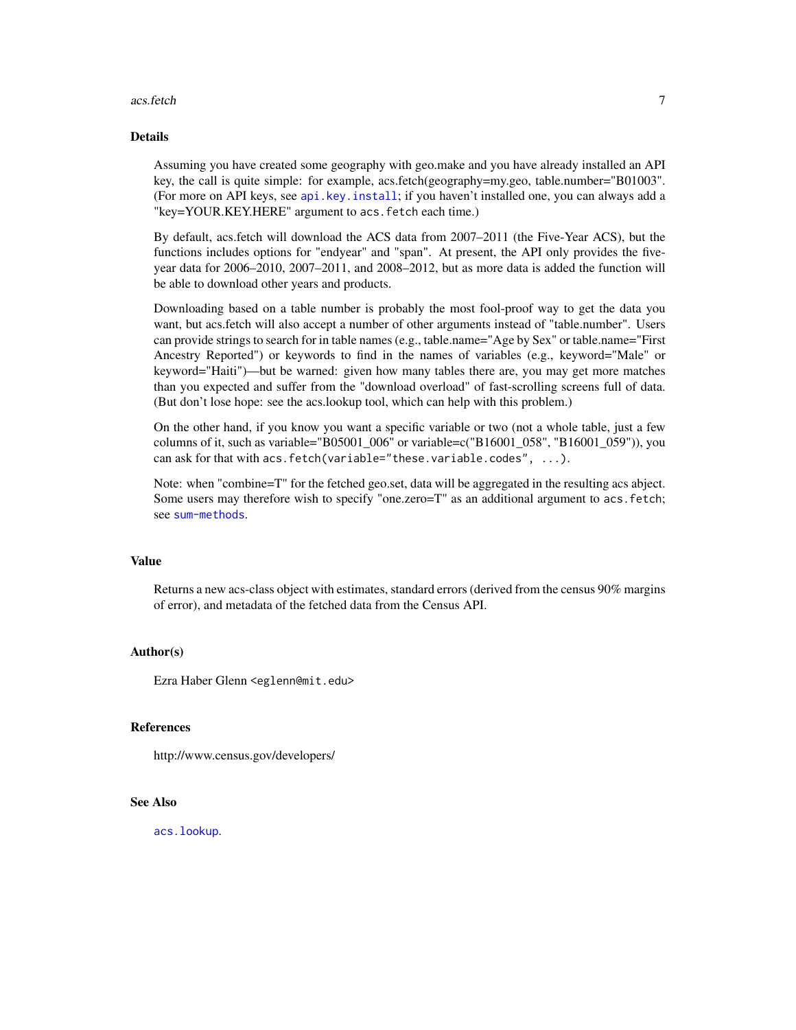## Details

Assuming you have created some geography with geo.make and you have already installed an API key, the call is quite simple: for example, acs.fetch(geography=my.geo, table.number="B01003". (For more on API keys, see `api.key.install`; if you haven't installed one, you can always add a "key=YOUR.KEY.HERE" argument to `acs.fetch` each time.)

By default, acs.fetch will download the ACS data from 2007–2011 (the Five-Year ACS), but the functions includes options for "endyear" and "span". At present, the API only provides the five-year data for 2006–2010, 2007–2011, and 2008–2012, but as more data is added the function will be able to download other years and products.

Downloading based on a table number is probably the most fool-proof way to get the data you want, but acs.fetch will also accept a number of other arguments instead of "table.number". Users can provide strings to search for in table names (e.g., table.name="Age by Sex" or table.name="First Ancestry Reported") or keywords to find in the names of variables (e.g., keyword="Male" or keyword="Haiti")—but be warned: given how many tables there are, you may get more matches than you expected and suffer from the "download overload" of fast-scrolling screens full of data. (But don't lose hope: see the acs.lookup tool, which can help with this problem.)

On the other hand, if you know you want a specific variable or two (not a whole table, just a few columns of it, such as variable="B05001_006" or variable=c("B16001_058", "B16001_059")), you can ask for that with `acs.fetch(variable="these.variable.codes", ...)`.

Note: when "combine=T" for the fetched geo.set, data will be aggregated in the resulting acs abject. Some users may therefore wish to specify "one.zero=T" as an additional argument to `acs.fetch`; see `sum-methods`.

## Value

Returns a new acs-class object with estimates, standard errors (derived from the census 90% margins of error), and metadata of the fetched data from the Census API.

## Author(s)

Ezra Haber Glenn <eglenn@mit.edu>

## References

http://www.census.gov/developers/

## See Also

`acs.lookup`.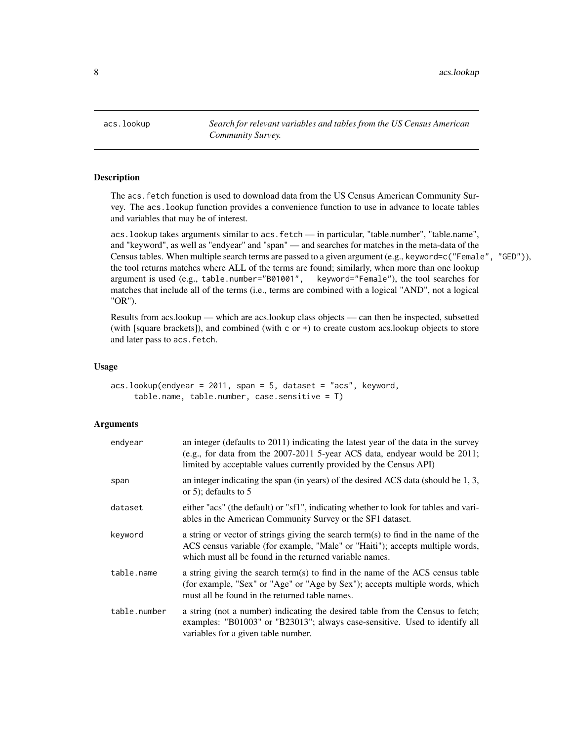# acs.lookup — *Search for relevant variables and tables from the US Census American Community Survey.*

## Description

The `acs.fetch` function is used to download data from the US Census American Community Survey. The `acs.lookup` function provides a convenience function to use in advance to locate tables and variables that may be of interest.

`acs.lookup` takes arguments similar to `acs.fetch` — in particular, "table.number", "table.name", and "keyword", as well as "endyear" and "span" — and searches for matches in the meta-data of the Census tables. When multiple search terms are passed to a given argument (e.g., `keyword=c("Female", "GED")`), the tool returns matches where ALL of the terms are found; similarly, when more than one lookup argument is used (e.g., `table.number="B01001", keyword="Female"`), the tool searches for matches that include all of the terms (i.e., terms are combined with a logical "AND", not a logical "OR").

Results from acs.lookup — which are acs.lookup class objects — can then be inspected, subsetted (with [square brackets]), and combined (with `c` or `+`) to create custom acs.lookup objects to store and later pass to `acs.fetch`.

## Usage

```
acs.lookup(endyear = 2011, span = 5, dataset = "acs", keyword,
     table.name, table.number, case.sensitive = T)
```

## Arguments

| | |
|---|---|
| `endyear` | an integer (defaults to 2011) indicating the latest year of the data in the survey (e.g., for data from the 2007-2011 5-year ACS data, endyear would be 2011; limited by acceptable values currently provided by the Census API) |
| `span` | an integer indicating the span (in years) of the desired ACS data (should be 1, 3, or 5); defaults to 5 |
| `dataset` | either "acs" (the default) or "sf1", indicating whether to look for tables and variables in the American Community Survey or the SF1 dataset. |
| `keyword` | a string or vector of strings giving the search term(s) to find in the name of the ACS census variable (for example, "Male" or "Haiti"); accepts multiple words, which must all be found in the returned variable names. |
| `table.name` | a string giving the search term(s) to find in the name of the ACS census table (for example, "Sex" or "Age" or "Age by Sex"); accepts multiple words, which must all be found in the returned table names. |
| `table.number` | a string (not a number) indicating the desired table from the Census to fetch; examples: "B01003" or "B23013"; always case-sensitive. Used to identify all variables for a given table number. |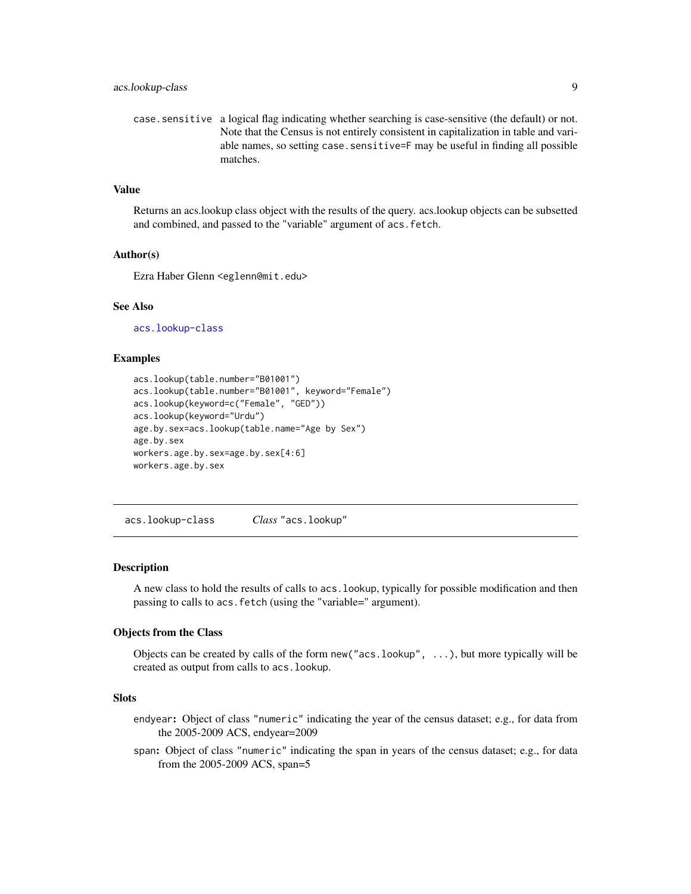case.sensitive a logical flag indicating whether searching is case-sensitive (the default) or not. Note that the Census is not entirely consistent in capitalization in table and variable names, so setting `case.sensitive=F` may be useful in finding all possible matches.

### Value

Returns an acs.lookup class object with the results of the query. acs.lookup objects can be subsetted and combined, and passed to the "variable" argument of `acs.fetch`.

### Author(s)

Ezra Haber Glenn <eglenn@mit.edu>

### See Also

acs.lookup-class

### Examples

```
acs.lookup(table.number="B01001")
acs.lookup(table.number="B01001", keyword="Female")
acs.lookup(keyword=c("Female", "GED"))
acs.lookup(keyword="Urdu")
age.by.sex=acs.lookup(table.name="Age by Sex")
age.by.sex
workers.age.by.sex=age.by.sex[4:6]
workers.age.by.sex
```

---

## acs.lookup-class    *Class* "acs.lookup"

### Description

A new class to hold the results of calls to `acs.lookup`, typically for possible modification and then passing to calls to `acs.fetch` (using the "variable=" argument).

### Objects from the Class

Objects can be created by calls of the form `new("acs.lookup", ...)`, but more typically will be created as output from calls to `acs.lookup`.

### Slots

- **endyear:** Object of class "numeric" indicating the year of the census dataset; e.g., for data from the 2005-2009 ACS, endyear=2009
- **span:** Object of class "numeric" indicating the span in years of the census dataset; e.g., for data from the 2005-2009 ACS, span=5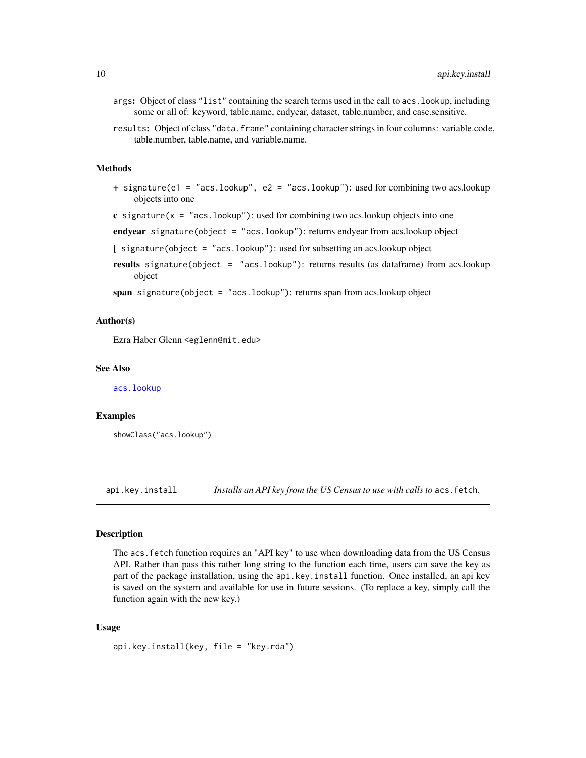`args`: Object of class `"list"` containing the search terms used in the call to `acs.lookup`, including some or all of: keyword, table.name, endyear, dataset, table.number, and case.sensitive.

`results`: Object of class `"data.frame"` containing character strings in four columns: variable.code, table.number, table.name, and variable.name.

### Methods

**+** `signature(e1 = "acs.lookup", e2 = "acs.lookup")`: used for combining two acs.lookup objects into one

**c** `signature(x = "acs.lookup")`: used for combining two acs.lookup objects into one

**endyear** `signature(object = "acs.lookup")`: returns endyear from acs.lookup object

**[** `signature(object = "acs.lookup")`: used for subsetting an acs.lookup object

**results** `signature(object = "acs.lookup")`: returns results (as dataframe) from acs.lookup object

**span** `signature(object = "acs.lookup")`: returns span from acs.lookup object

### Author(s)

Ezra Haber Glenn <eglenn@mit.edu>

### See Also

`acs.lookup`

### Examples

```
showClass("acs.lookup")
```

---

## api.key.install — *Installs an API key from the US Census to use with calls to* `acs.fetch`.

---

### Description

The `acs.fetch` function requires an "API key" to use when downloading data from the US Census API. Rather than pass this rather long string to the function each time, users can save the key as part of the package installation, using the `api.key.install` function. Once installed, an api key is saved on the system and available for use in future sessions. (To replace a key, simply call the function again with the new key.)

### Usage

```
api.key.install(key, file = "key.rda")
```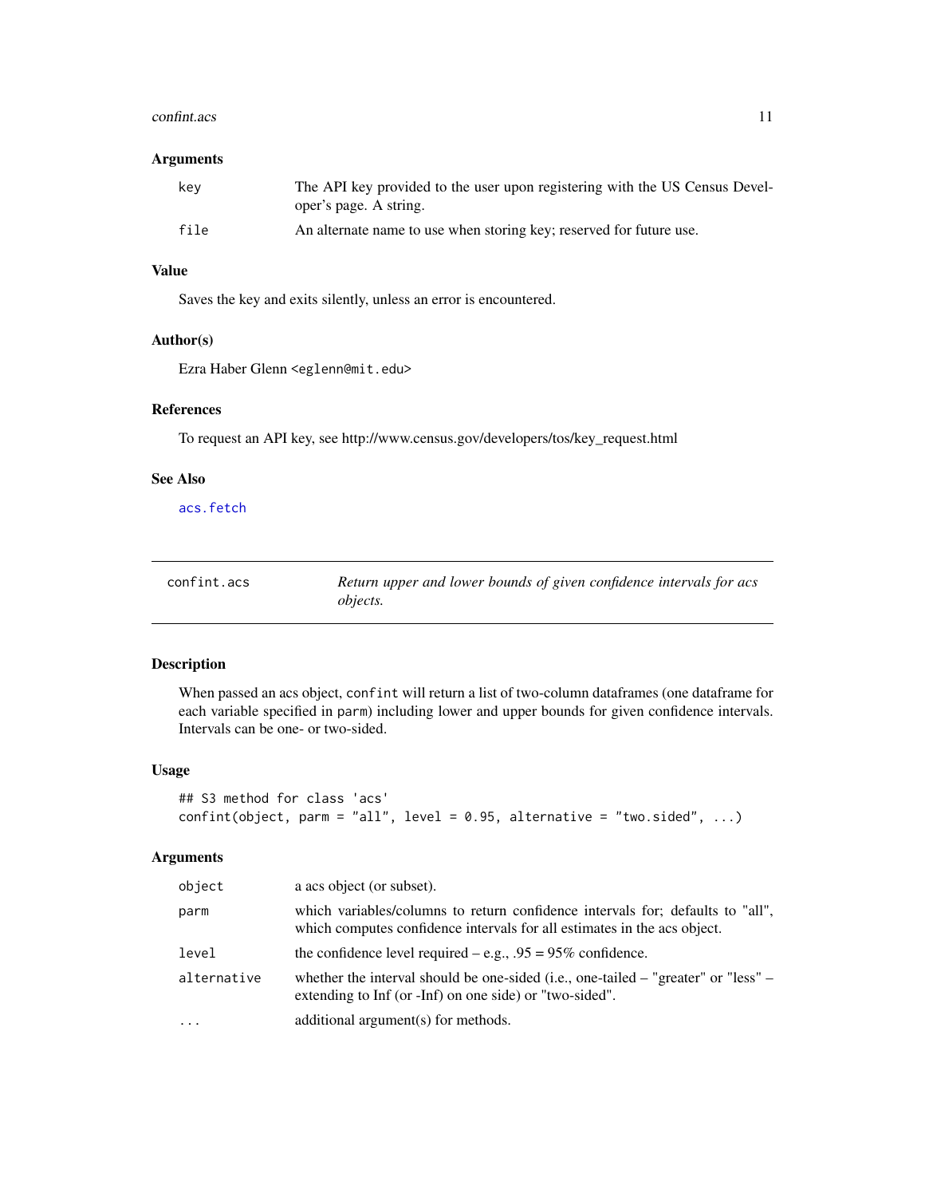### Arguments

| | |
|---|---|
| key | The API key provided to the user upon registering with the US Census Developer's page. A string. |
| file | An alternate name to use when storing key; reserved for future use. |

### Value

Saves the key and exits silently, unless an error is encountered.

### Author(s)

Ezra Haber Glenn <eglenn@mit.edu>

### References

To request an API key, see http://www.census.gov/developers/tos/key_request.html

### See Also

acs.fetch

---

## confint.acs — *Return upper and lower bounds of given confidence intervals for acs objects.*

---

### Description

When passed an acs object, confint will return a list of two-column dataframes (one dataframe for each variable specified in parm) including lower and upper bounds for given confidence intervals. Intervals can be one- or two-sided.

### Usage

```
## S3 method for class 'acs'
confint(object, parm = "all", level = 0.95, alternative = "two.sided", ...)
```

### Arguments

| | |
|---|---|
| object | a acs object (or subset). |
| parm | which variables/columns to return confidence intervals for; defaults to "all", which computes confidence intervals for all estimates in the acs object. |
| level | the confidence level required – e.g., .95 = 95% confidence. |
| alternative | whether the interval should be one-sided (i.e., one-tailed – "greater" or "less" – extending to Inf (or -Inf) on one side) or "two-sided". |
| ... | additional argument(s) for methods. |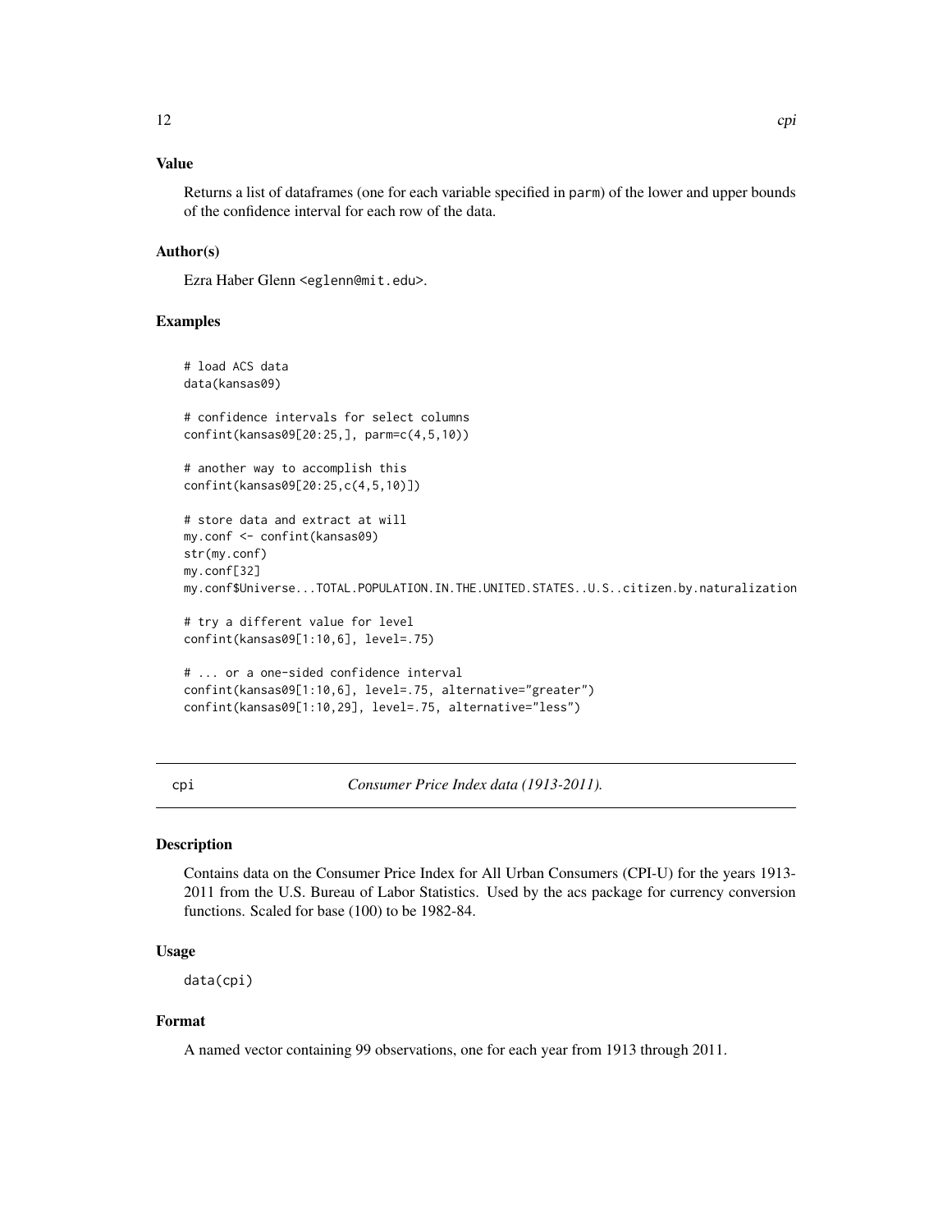### Value

Returns a list of dataframes (one for each variable specified in parm) of the lower and upper bounds of the confidence interval for each row of the data.

### Author(s)

Ezra Haber Glenn <eglenn@mit.edu>.

### Examples

```
# load ACS data
data(kansas09)

# confidence intervals for select columns
confint(kansas09[20:25,], parm=c(4,5,10))

# another way to accomplish this
confint(kansas09[20:25,c(4,5,10)])

# store data and extract at will
my.conf <- confint(kansas09)
str(my.conf)
my.conf[32]
my.conf$Universe...TOTAL.POPULATION.IN.THE.UNITED.STATES..U.S..citizen.by.naturalization

# try a different value for level
confint(kansas09[1:10,6], level=.75)

# ... or a one-sided confidence interval
confint(kansas09[1:10,6], level=.75, alternative="greater")
confint(kansas09[1:10,29], level=.75, alternative="less")
```

---

## cpi — *Consumer Price Index data (1913-2011).*

### Description

Contains data on the Consumer Price Index for All Urban Consumers (CPI-U) for the years 1913-2011 from the U.S. Bureau of Labor Statistics. Used by the acs package for currency conversion functions. Scaled for base (100) to be 1982-84.

### Usage

```
data(cpi)
```

### Format

A named vector containing 99 observations, one for each year from 1913 through 2011.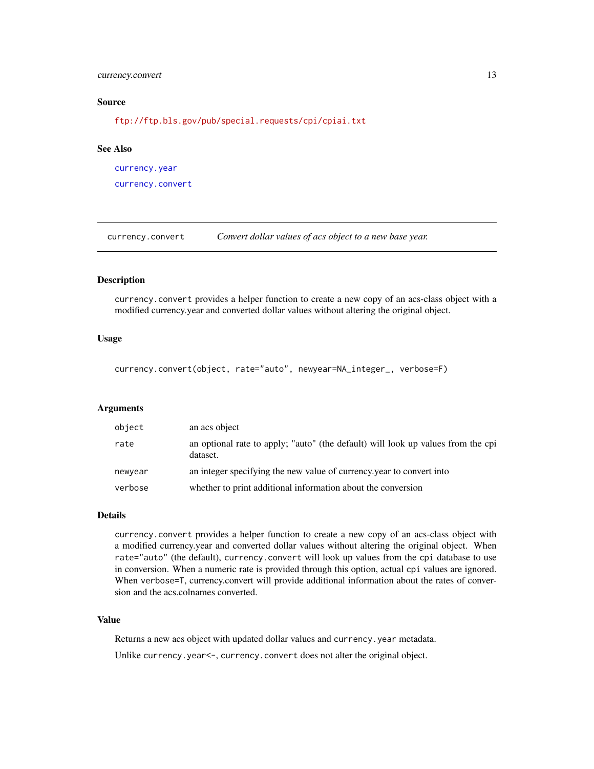## Source

ftp://ftp.bls.gov/pub/special.requests/cpi/cpiai.txt

## See Also

currency.year

currency.convert

---

# currency.convert — *Convert dollar values of acs object to a new base year.*

## Description

currency.convert provides a helper function to create a new copy of an acs-class object with a modified currency.year and converted dollar values without altering the original object.

## Usage

```
currency.convert(object, rate="auto", newyear=NA_integer_, verbose=F)
```

## Arguments

| | |
|---|---|
| object | an acs object |
| rate | an optional rate to apply; "auto" (the default) will look up values from the cpi dataset. |
| newyear | an integer specifying the new value of currency.year to convert into |
| verbose | whether to print additional information about the conversion |

## Details

currency.convert provides a helper function to create a new copy of an acs-class object with a modified currency.year and converted dollar values without altering the original object. When rate="auto" (the default), currency.convert will look up values from the cpi database to use in conversion. When a numeric rate is provided through this option, actual cpi values are ignored. When verbose=T, currency.convert will provide additional information about the rates of conversion and the acs.colnames converted.

## Value

Returns a new acs object with updated dollar values and currency.year metadata.

Unlike currency.year<-, currency.convert does not alter the original object.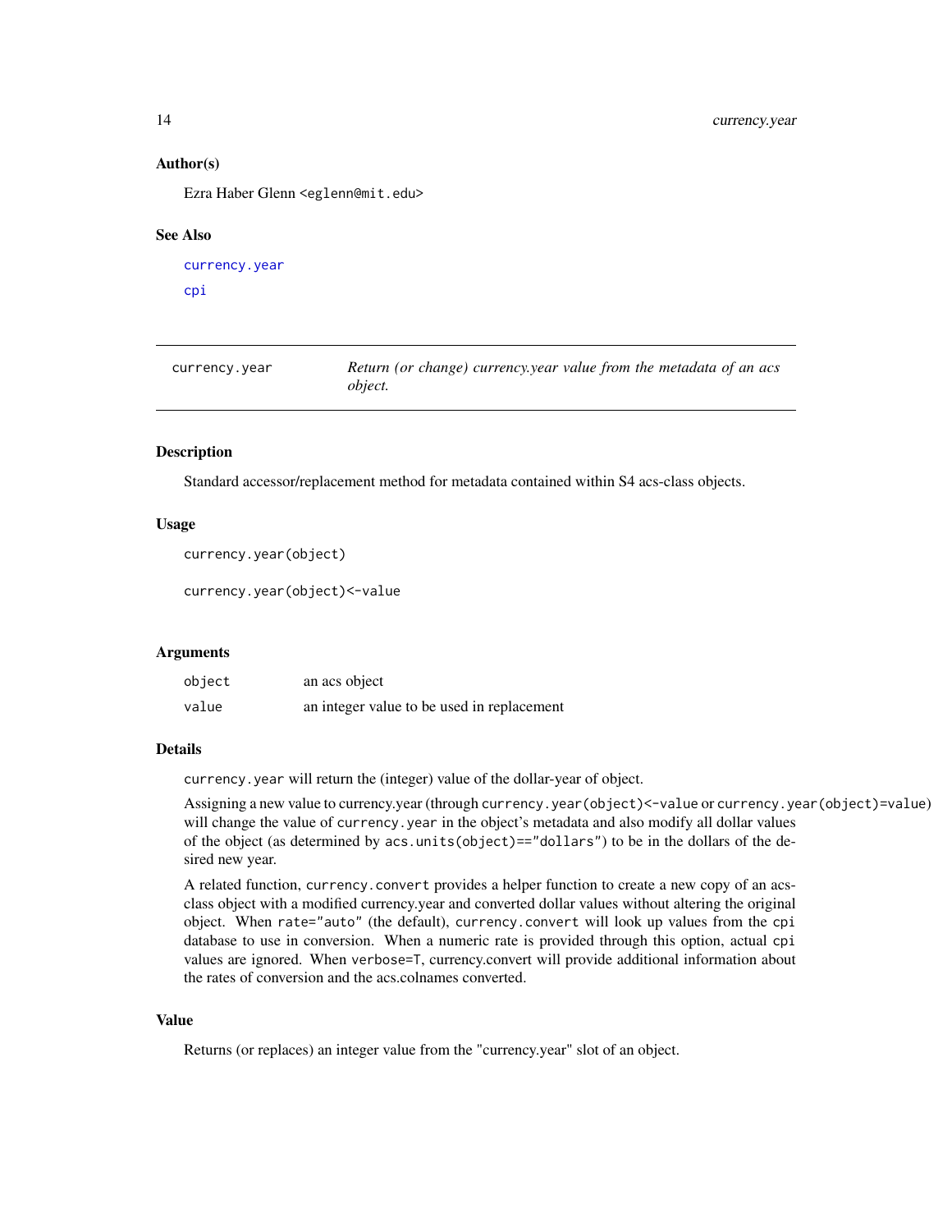### Author(s)

Ezra Haber Glenn <eglenn@mit.edu>

### See Also

`currency.year`

`cpi`

---

## currency.year — *Return (or change) currency.year value from the metadata of an acs object.*

---

### Description

Standard accessor/replacement method for metadata contained within S4 acs-class objects.

### Usage

```
currency.year(object)

currency.year(object)<-value
```

### Arguments

| | |
|---|---|
| `object` | an acs object |
| `value` | an integer value to be used in replacement |

### Details

`currency.year` will return the (integer) value of the dollar-year of object.

Assigning a new value to currency.year (through `currency.year(object)<-value` or `currency.year(object)=value`) will change the value of `currency.year` in the object's metadata and also modify all dollar values of the object (as determined by `acs.units(object)=="dollars"`) to be in the dollars of the desired new year.

A related function, `currency.convert` provides a helper function to create a new copy of an acs-class object with a modified currency.year and converted dollar values without altering the original object. When `rate="auto"` (the default), `currency.convert` will look up values from the `cpi` database to use in conversion. When a numeric rate is provided through this option, actual `cpi` values are ignored. When `verbose=T`, currency.convert will provide additional information about the rates of conversion and the acs.colnames converted.

### Value

Returns (or replaces) an integer value from the "currency.year" slot of an object.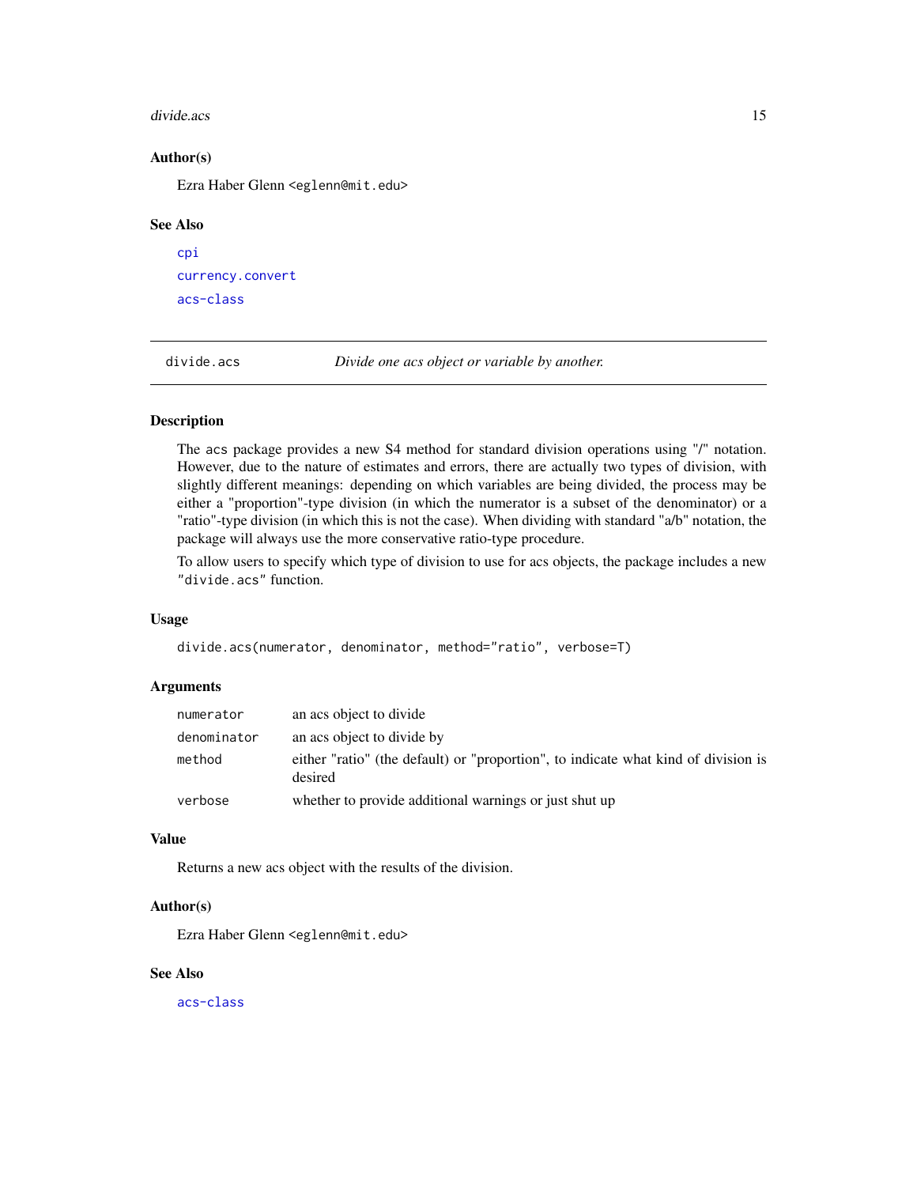## Author(s)

Ezra Haber Glenn <eglenn@mit.edu>

## See Also

`cpi`

`currency.convert`

`acs-class`

---

# divide.acs — *Divide one acs object or variable by another.*

---

## Description

The acs package provides a new S4 method for standard division operations using "/" notation. However, due to the nature of estimates and errors, there are actually two types of division, with slightly different meanings: depending on which variables are being divided, the process may be either a "proportion"-type division (in which the numerator is a subset of the denominator) or a "ratio"-type division (in which this is not the case). When dividing with standard "a/b" notation, the package will always use the more conservative ratio-type procedure.

To allow users to specify which type of division to use for acs objects, the package includes a new `"divide.acs"` function.

## Usage

```
divide.acs(numerator, denominator, method="ratio", verbose=T)
```

## Arguments

| | |
|---|---|
| `numerator` | an acs object to divide |
| `denominator` | an acs object to divide by |
| `method` | either "ratio" (the default) or "proportion", to indicate what kind of division is desired |
| `verbose` | whether to provide additional warnings or just shut up |

## Value

Returns a new acs object with the results of the division.

## Author(s)

Ezra Haber Glenn <eglenn@mit.edu>

## See Also

`acs-class`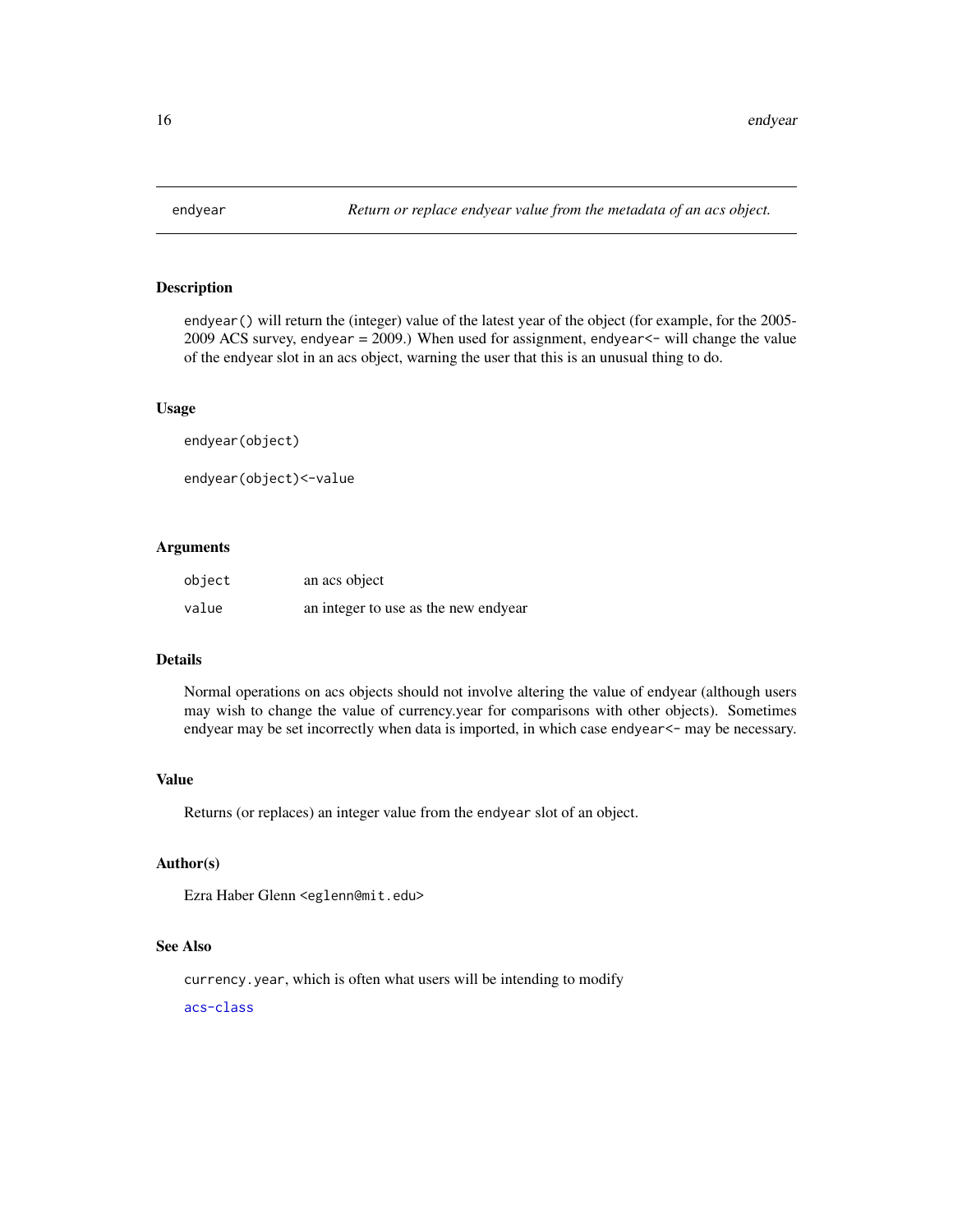# endyear — *Return or replace endyear value from the metadata of an acs object.*

## Description

`endyear()` will return the (integer) value of the latest year of the object (for example, for the 2005-2009 ACS survey, `endyear` = 2009.) When used for assignment, `endyear<-` will change the value of the endyear slot in an acs object, warning the user that this is an unusual thing to do.

## Usage

```
endyear(object)

endyear(object)<-value
```

## Arguments

| | |
|---|---|
| `object` | an acs object |
| `value` | an integer to use as the new endyear |

## Details

Normal operations on acs objects should not involve altering the value of endyear (although users may wish to change the value of currency.year for comparisons with other objects). Sometimes endyear may be set incorrectly when data is imported, in which case `endyear<-` may be necessary.

## Value

Returns (or replaces) an integer value from the `endyear` slot of an object.

## Author(s)

Ezra Haber Glenn <eglenn@mit.edu>

## See Also

`currency.year`, which is often what users will be intending to modify

`acs-class`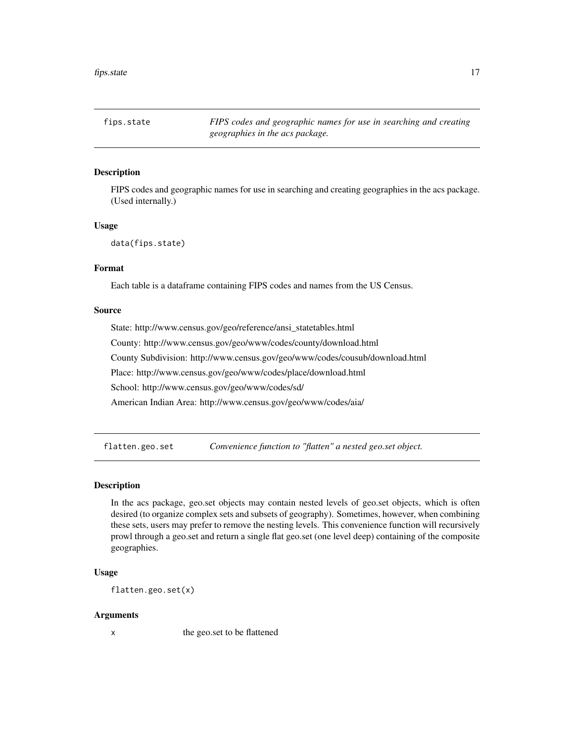## fips.state — *FIPS codes and geographic names for use in searching and creating geographies in the acs package.*

### Description

FIPS codes and geographic names for use in searching and creating geographies in the acs package. (Used internally.)

### Usage

```
data(fips.state)
```

### Format

Each table is a dataframe containing FIPS codes and names from the US Census.

### Source

State: http://www.census.gov/geo/reference/ansi_statetables.html

County: http://www.census.gov/geo/www/codes/county/download.html

County Subdivision: http://www.census.gov/geo/www/codes/cousub/download.html

Place: http://www.census.gov/geo/www/codes/place/download.html

School: http://www.census.gov/geo/www/codes/sd/

American Indian Area: http://www.census.gov/geo/www/codes/aia/

## flatten.geo.set — *Convenience function to "flatten" a nested geo.set object.*

### Description

In the acs package, geo.set objects may contain nested levels of geo.set objects, which is often desired (to organize complex sets and subsets of geography). Sometimes, however, when combining these sets, users may prefer to remove the nesting levels. This convenience function will recursively prowl through a geo.set and return a single flat geo.set (one level deep) containing of the composite geographies.

### Usage

```
flatten.geo.set(x)
```

### Arguments

| | |
|---|---|
| x | the geo.set to be flattened |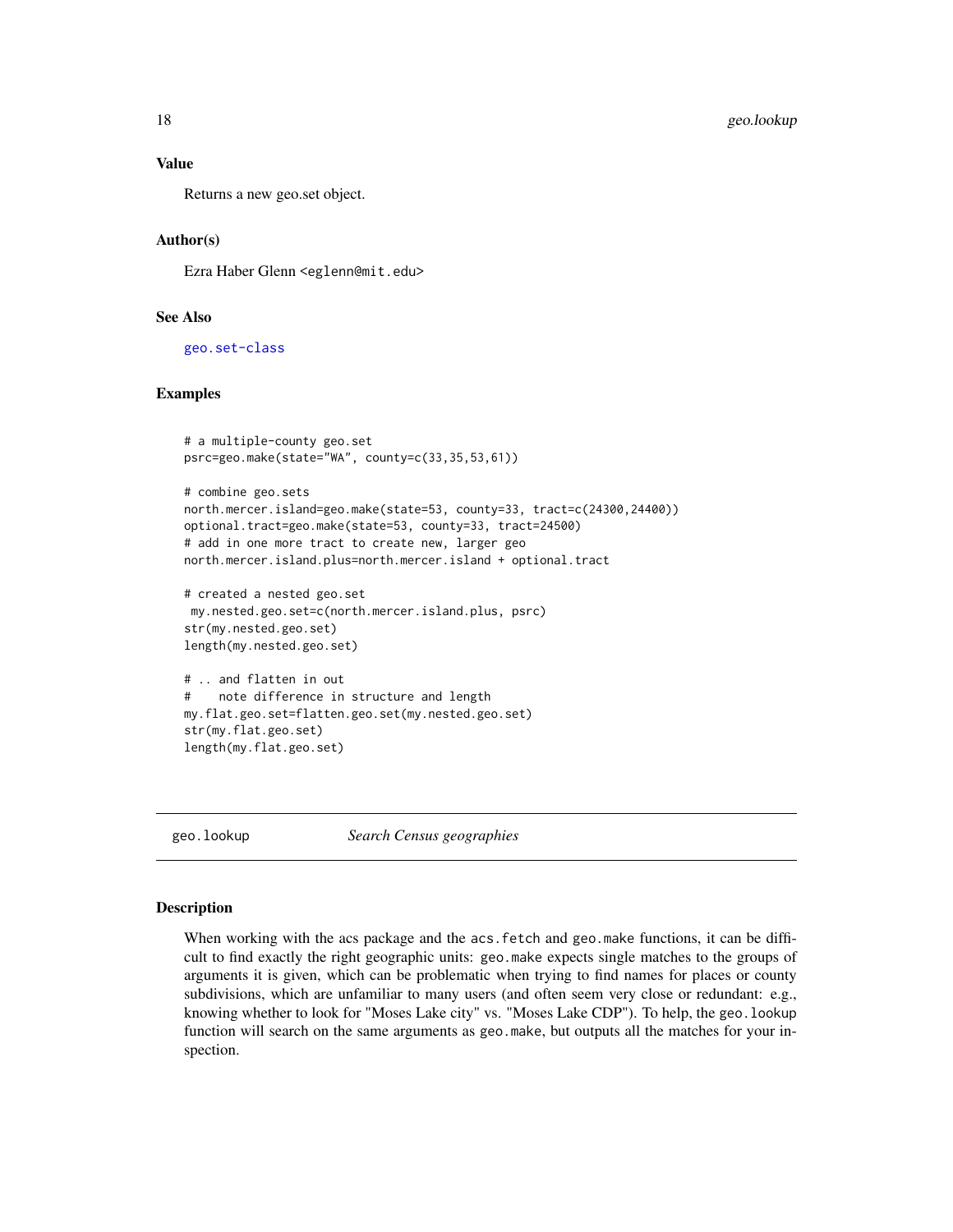## Value

Returns a new geo.set object.

## Author(s)

Ezra Haber Glenn <eglenn@mit.edu>

## See Also

geo.set-class

## Examples

```
# a multiple-county geo.set
psrc=geo.make(state="WA", county=c(33,35,53,61))

# combine geo.sets
north.mercer.island=geo.make(state=53, county=33, tract=c(24300,24400))
optional.tract=geo.make(state=53, county=33, tract=24500)
# add in one more tract to create new, larger geo
north.mercer.island.plus=north.mercer.island + optional.tract

# created a nested geo.set
 my.nested.geo.set=c(north.mercer.island.plus, psrc)
str(my.nested.geo.set)
length(my.nested.geo.set)

# .. and flatten in out
#    note difference in structure and length
my.flat.geo.set=flatten.geo.set(my.nested.geo.set)
str(my.flat.geo.set)
length(my.flat.geo.set)
```

---

# geo.lookup — *Search Census geographies*

## Description

When working with the acs package and the `acs.fetch` and `geo.make` functions, it can be difficult to find exactly the right geographic units: `geo.make` expects single matches to the groups of arguments it is given, which can be problematic when trying to find names for places or county subdivisions, which are unfamiliar to many users (and often seem very close or redundant: e.g., knowing whether to look for "Moses Lake city" vs. "Moses Lake CDP"). To help, the `geo.lookup` function will search on the same arguments as `geo.make`, but outputs all the matches for your inspection.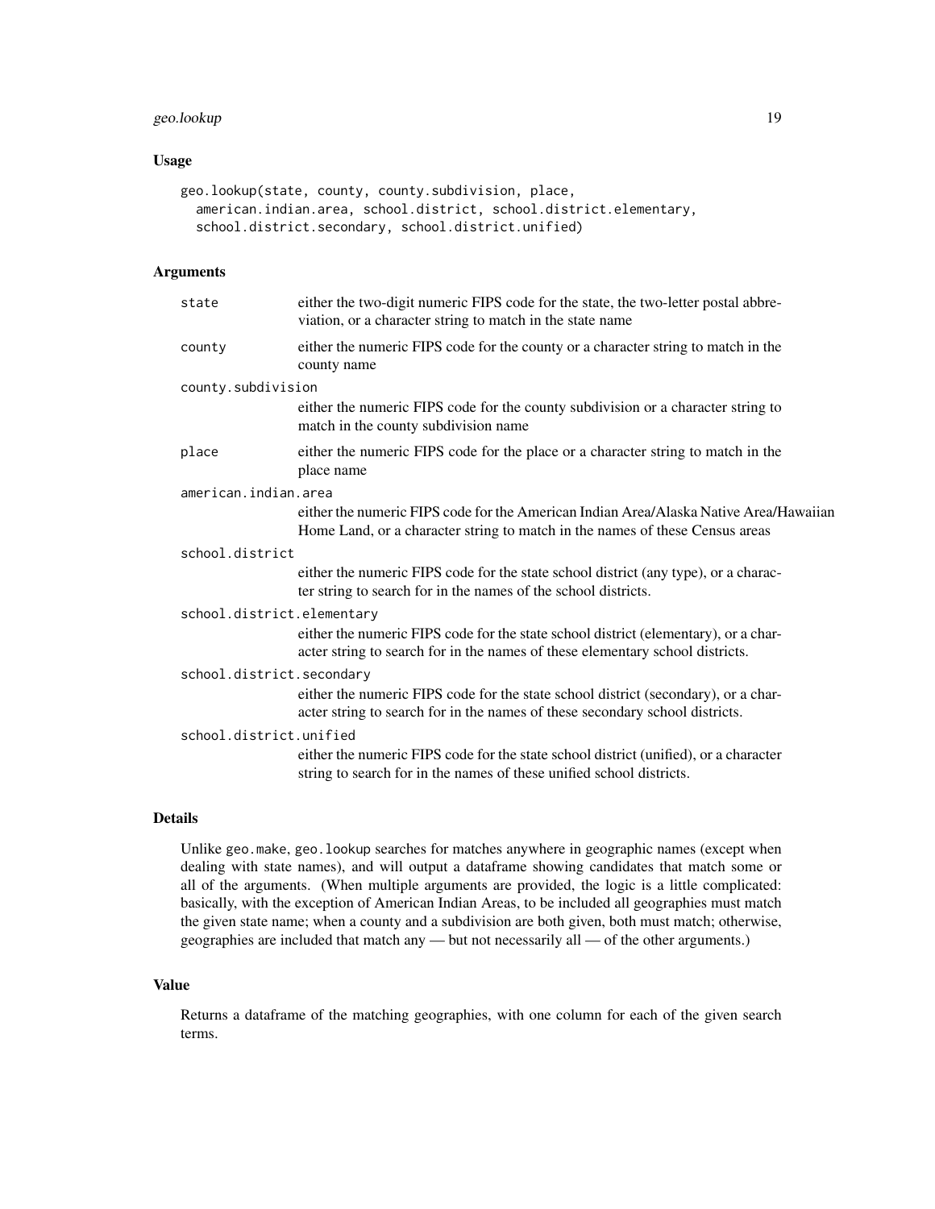## Usage

```
geo.lookup(state, county, county.subdivision, place,
  american.indian.area, school.district, school.district.elementary,
  school.district.secondary, school.district.unified)
```

## Arguments

| | |
|---|---|
| `state` | either the two-digit numeric FIPS code for the state, the two-letter postal abbreviation, or a character string to match in the state name |
| `county` | either the numeric FIPS code for the county or a character string to match in the county name |
| `county.subdivision` | either the numeric FIPS code for the county subdivision or a character string to match in the county subdivision name |
| `place` | either the numeric FIPS code for the place or a character string to match in the place name |
| `american.indian.area` | either the numeric FIPS code for the American Indian Area/Alaska Native Area/Hawaiian Home Land, or a character string to match in the names of these Census areas |
| `school.district` | either the numeric FIPS code for the state school district (any type), or a character string to search for in the names of the school districts. |
| `school.district.elementary` | either the numeric FIPS code for the state school district (elementary), or a character string to search for in the names of these elementary school districts. |
| `school.district.secondary` | either the numeric FIPS code for the state school district (secondary), or a character string to search for in the names of these secondary school districts. |
| `school.district.unified` | either the numeric FIPS code for the state school district (unified), or a character string to search for in the names of these unified school districts. |

## Details

Unlike `geo.make`, `geo.lookup` searches for matches anywhere in geographic names (except when dealing with state names), and will output a dataframe showing candidates that match some or all of the arguments. (When multiple arguments are provided, the logic is a little complicated: basically, with the exception of American Indian Areas, to be included all geographies must match the given state name; when a county and a subdivision are both given, both must match; otherwise, geographies are included that match any — but not necessarily all — of the other arguments.)

## Value

Returns a dataframe of the matching geographies, with one column for each of the given search terms.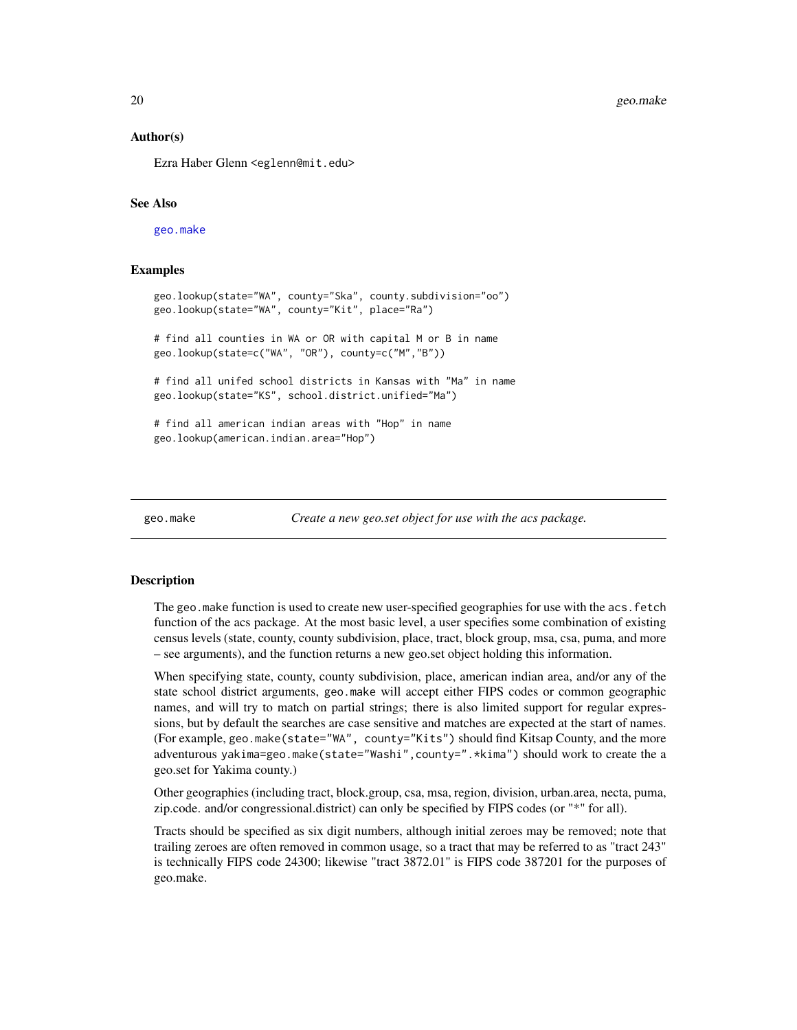### Author(s)

Ezra Haber Glenn <eglenn@mit.edu>

### See Also

geo.make

### Examples

```
geo.lookup(state="WA", county="Ska", county.subdivision="oo")
geo.lookup(state="WA", county="Kit", place="Ra")

# find all counties in WA or OR with capital M or B in name
geo.lookup(state=c("WA", "OR"), county=c("M","B"))

# find all unifed school districts in Kansas with "Ma" in name
geo.lookup(state="KS", school.district.unified="Ma")

# find all american indian areas with "Hop" in name
geo.lookup(american.indian.area="Hop")
```

---

## geo.make — *Create a new geo.set object for use with the acs package.*

### Description

The `geo.make` function is used to create new user-specified geographies for use with the `acs.fetch` function of the acs package. At the most basic level, a user specifies some combination of existing census levels (state, county, county subdivision, place, tract, block group, msa, csa, puma, and more – see arguments), and the function returns a new geo.set object holding this information.

When specifying state, county, county subdivision, place, american indian area, and/or any of the state school district arguments, `geo.make` will accept either FIPS codes or common geographic names, and will try to match on partial strings; there is also limited support for regular expressions, but by default the searches are case sensitive and matches are expected at the start of names. (For example, `geo.make(state="WA", county="Kits")` should find Kitsap County, and the more adventurous `yakima=geo.make(state="Washi",county=".*kima")` should work to create the a geo.set for Yakima county.)

Other geographies (including tract, block.group, csa, msa, region, division, urban.area, necta, puma, zip.code. and/or congressional.district) can only be specified by FIPS codes (or "*" for all).

Tracts should be specified as six digit numbers, although initial zeroes may be removed; note that trailing zeroes are often removed in common usage, so a tract that may be referred to as "tract 243" is technically FIPS code 24300; likewise "tract 3872.01" is FIPS code 387201 for the purposes of geo.make.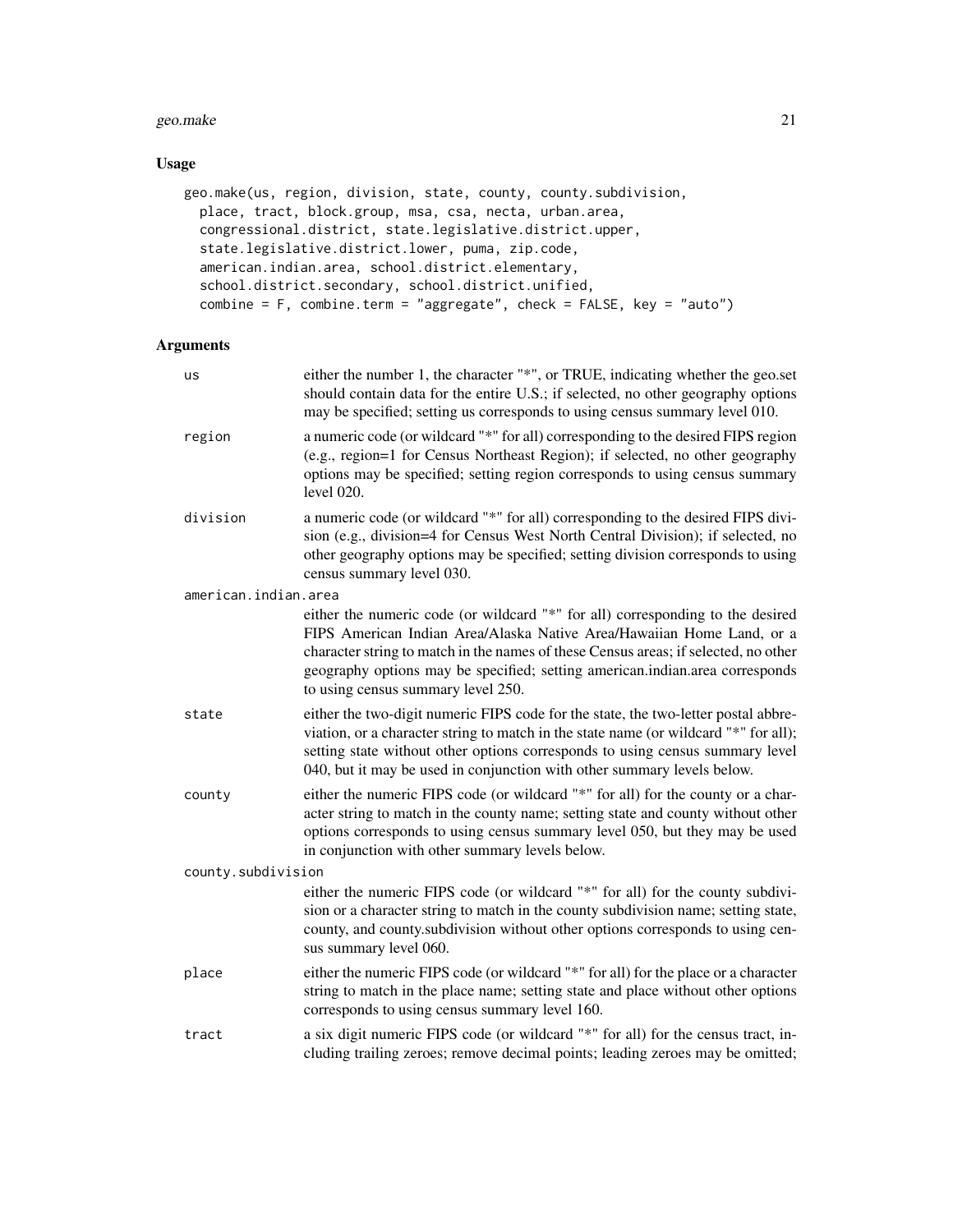### Usage

```
geo.make(us, region, division, state, county, county.subdivision,
  place, tract, block.group, msa, csa, necta, urban.area,
  congressional.district, state.legislative.district.upper,
  state.legislative.district.lower, puma, zip.code,
  american.indian.area, school.district.elementary,
  school.district.secondary, school.district.unified,
  combine = F, combine.term = "aggregate", check = FALSE, key = "auto")
```

### Arguments

`us` — either the number 1, the character "*", or TRUE, indicating whether the geo.set should contain data for the entire U.S.; if selected, no other geography options may be specified; setting us corresponds to using census summary level 010.

`region` — a numeric code (or wildcard "*" for all) corresponding to the desired FIPS region (e.g., region=1 for Census Northeast Region); if selected, no other geography options may be specified; setting region corresponds to using census summary level 020.

`division` — a numeric code (or wildcard "*" for all) corresponding to the desired FIPS division (e.g., division=4 for Census West North Central Division); if selected, no other geography options may be specified; setting division corresponds to using census summary level 030.

`american.indian.area` — either the numeric code (or wildcard "*" for all) corresponding to the desired FIPS American Indian Area/Alaska Native Area/Hawaiian Home Land, or a character string to match in the names of these Census areas; if selected, no other geography options may be specified; setting american.indian.area corresponds to using census summary level 250.

`state` — either the two-digit numeric FIPS code for the state, the two-letter postal abbreviation, or a character string to match in the state name (or wildcard "*" for all); setting state without other options corresponds to using census summary level 040, but it may be used in conjunction with other summary levels below.

`county` — either the numeric FIPS code (or wildcard "*" for all) for the county or a character string to match in the county name; setting state and county without other options corresponds to using census summary level 050, but they may be used in conjunction with other summary levels below.

`county.subdivision` — either the numeric FIPS code (or wildcard "*" for all) for the county subdivision or a character string to match in the county subdivision name; setting state, county, and county.subdivision without other options corresponds to using census summary level 060.

`place` — either the numeric FIPS code (or wildcard "*" for all) for the place or a character string to match in the place name; setting state and place without other options corresponds to using census summary level 160.

`tract` — a six digit numeric FIPS code (or wildcard "*" for all) for the census tract, including trailing zeroes; remove decimal points; leading zeroes may be omitted;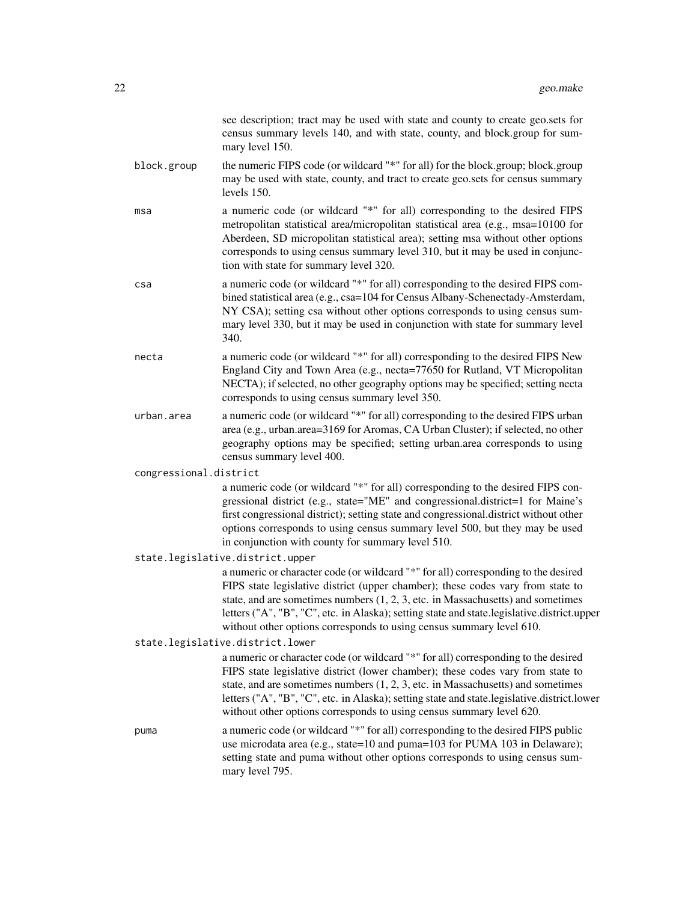see description; tract may be used with state and county to create geo.sets for census summary levels 140, and with state, county, and block.group for summary level 150.

`block.group`
: the numeric FIPS code (or wildcard "*" for all) for the block.group; block.group may be used with state, county, and tract to create geo.sets for census summary levels 150.

`msa`
: a numeric code (or wildcard "*" for all) corresponding to the desired FIPS metropolitan statistical area/micropolitan statistical area (e.g., msa=10100 for Aberdeen, SD micropolitan statistical area); setting msa without other options corresponds to using census summary level 310, but it may be used in conjunction with state for summary level 320.

`csa`
: a numeric code (or wildcard "*" for all) corresponding to the desired FIPS combined statistical area (e.g., csa=104 for Census Albany-Schenectady-Amsterdam, NY CSA); setting csa without other options corresponds to using census summary level 330, but it may be used in conjunction with state for summary level 340.

`necta`
: a numeric code (or wildcard "*" for all) corresponding to the desired FIPS New England City and Town Area (e.g., necta=77650 for Rutland, VT Micropolitan NECTA); if selected, no other geography options may be specified; setting necta corresponds to using census summary level 350.

`urban.area`
: a numeric code (or wildcard "*" for all) corresponding to the desired FIPS urban area (e.g., urban.area=3169 for Aromas, CA Urban Cluster); if selected, no other geography options may be specified; setting urban.area corresponds to using census summary level 400.

`congressional.district`
: a numeric code (or wildcard "*" for all) corresponding to the desired FIPS congressional district (e.g., state="ME" and congressional.district=1 for Maine's first congressional district); setting state and congressional.district without other options corresponds to using census summary level 500, but they may be used in conjunction with county for summary level 510.

`state.legislative.district.upper`
: a numeric or character code (or wildcard "*" for all) corresponding to the desired FIPS state legislative district (upper chamber); these codes vary from state to state, and are sometimes numbers (1, 2, 3, etc. in Massachusetts) and sometimes letters ("A", "B", "C", etc. in Alaska); setting state and state.legislative.district.upper without other options corresponds to using census summary level 610.

`state.legislative.district.lower`
: a numeric or character code (or wildcard "*" for all) corresponding to the desired FIPS state legislative district (lower chamber); these codes vary from state to state, and are sometimes numbers (1, 2, 3, etc. in Massachusetts) and sometimes letters ("A", "B", "C", etc. in Alaska); setting state and state.legislative.district.lower without other options corresponds to using census summary level 620.

`puma`
: a numeric code (or wildcard "*" for all) corresponding to the desired FIPS public use microdata area (e.g., state=10 and puma=103 for PUMA 103 in Delaware); setting state and puma without other options corresponds to using census summary level 795.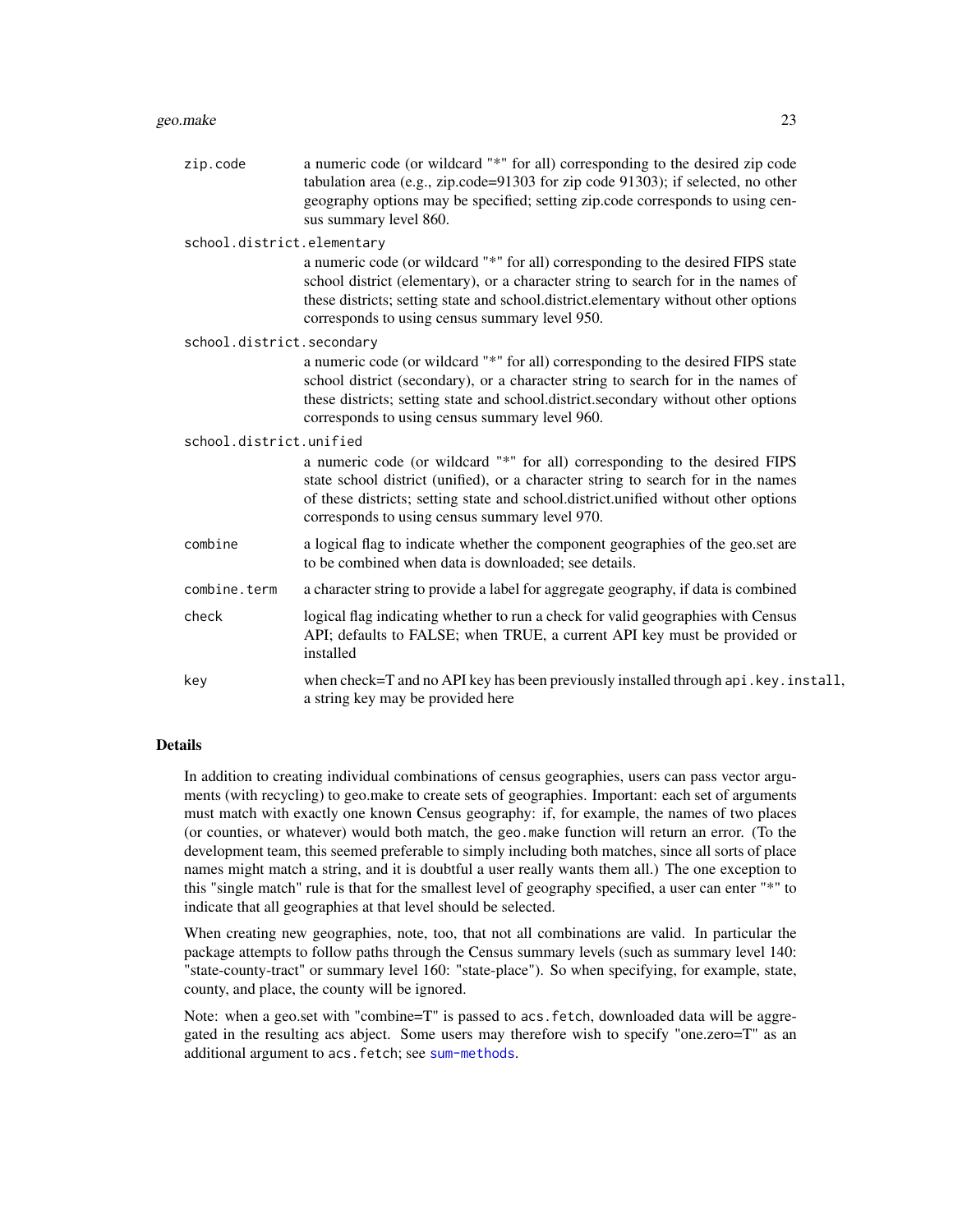zip.code
: a numeric code (or wildcard "*" for all) corresponding to the desired zip code tabulation area (e.g., zip.code=91303 for zip code 91303); if selected, no other geography options may be specified; setting zip.code corresponds to using census summary level 860.

school.district.elementary
: a numeric code (or wildcard "*" for all) corresponding to the desired FIPS state school district (elementary), or a character string to search for in the names of these districts; setting state and school.district.elementary without other options corresponds to using census summary level 950.

school.district.secondary
: a numeric code (or wildcard "*" for all) corresponding to the desired FIPS state school district (secondary), or a character string to search for in the names of these districts; setting state and school.district.secondary without other options corresponds to using census summary level 960.

school.district.unified
: a numeric code (or wildcard "*" for all) corresponding to the desired FIPS state school district (unified), or a character string to search for in the names of these districts; setting state and school.district.unified without other options corresponds to using census summary level 970.

combine
: a logical flag to indicate whether the component geographies of the geo.set are to be combined when data is downloaded; see details.

combine.term
: a character string to provide a label for aggregate geography, if data is combined

check
: logical flag indicating whether to run a check for valid geographies with Census API; defaults to FALSE; when TRUE, a current API key must be provided or installed

key
: when check=T and no API key has been previously installed through `api.key.install`, a string key may be provided here

## Details

In addition to creating individual combinations of census geographies, users can pass vector arguments (with recycling) to geo.make to create sets of geographies. Important: each set of arguments must match with exactly one known Census geography: if, for example, the names of two places (or counties, or whatever) would both match, the `geo.make` function will return an error. (To the development team, this seemed preferable to simply including both matches, since all sorts of place names might match a string, and it is doubtful a user really wants them all.) The one exception to this "single match" rule is that for the smallest level of geography specified, a user can enter "*" to indicate that all geographies at that level should be selected.

When creating new geographies, note, too, that not all combinations are valid. In particular the package attempts to follow paths through the Census summary levels (such as summary level 140: "state-county-tract" or summary level 160: "state-place"). So when specifying, for example, state, county, and place, the county will be ignored.

Note: when a geo.set with "combine=T" is passed to `acs.fetch`, downloaded data will be aggregated in the resulting acs abject. Some users may therefore wish to specify "one.zero=T" as an additional argument to `acs.fetch`; see sum-methods.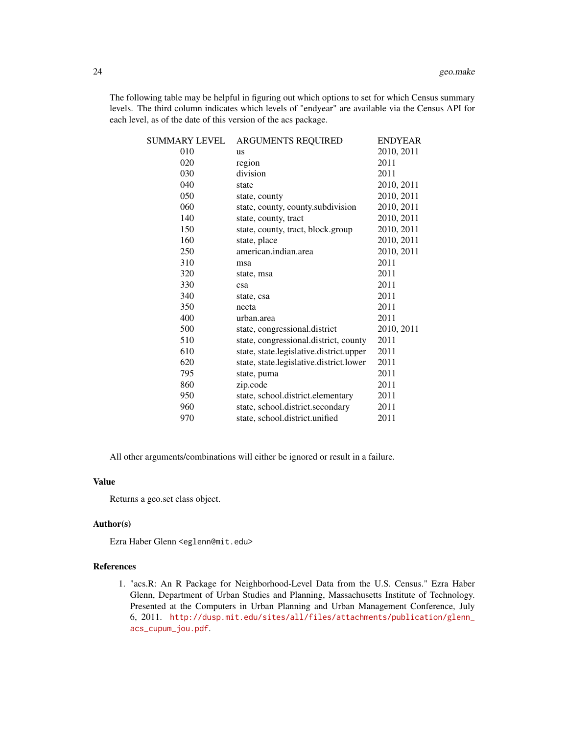The following table may be helpful in figuring out which options to set for which Census summary levels. The third column indicates which levels of "endyear" are available via the Census API for each level, as of the date of this version of the acs package.

| SUMMARY LEVEL | ARGUMENTS REQUIRED | ENDYEAR |
|---|---|---|
| 010 | us | 2010, 2011 |
| 020 | region | 2011 |
| 030 | division | 2011 |
| 040 | state | 2010, 2011 |
| 050 | state, county | 2010, 2011 |
| 060 | state, county, county.subdivision | 2010, 2011 |
| 140 | state, county, tract | 2010, 2011 |
| 150 | state, county, tract, block.group | 2010, 2011 |
| 160 | state, place | 2010, 2011 |
| 250 | american.indian.area | 2010, 2011 |
| 310 | msa | 2011 |
| 320 | state, msa | 2011 |
| 330 | csa | 2011 |
| 340 | state, csa | 2011 |
| 350 | necta | 2011 |
| 400 | urban.area | 2011 |
| 500 | state, congressional.district | 2010, 2011 |
| 510 | state, congressional.district, county | 2011 |
| 610 | state, state.legislative.district.upper | 2011 |
| 620 | state, state.legislative.district.lower | 2011 |
| 795 | state, puma | 2011 |
| 860 | zip.code | 2011 |
| 950 | state, school.district.elementary | 2011 |
| 960 | state, school.district.secondary | 2011 |
| 970 | state, school.district.unified | 2011 |

All other arguments/combinations will either be ignored or result in a failure.

### Value

Returns a geo.set class object.

### Author(s)

Ezra Haber Glenn <eglenn@mit.edu>

### References

1. "acs.R: An R Package for Neighborhood-Level Data from the U.S. Census." Ezra Haber Glenn, Department of Urban Studies and Planning, Massachusetts Institute of Technology. Presented at the Computers in Urban Planning and Urban Management Conference, July 6, 2011. http://dusp.mit.edu/sites/all/files/attachments/publication/glenn_acs_cupum_jou.pdf.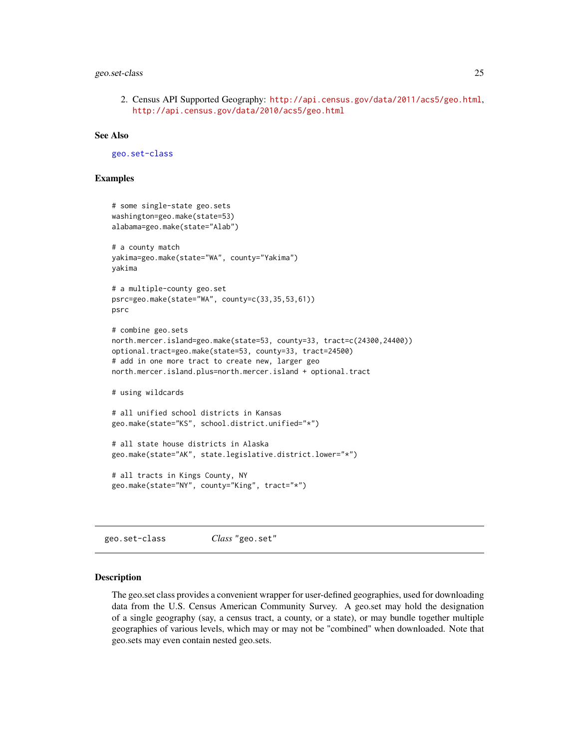2. Census API Supported Geography: http://api.census.gov/data/2011/acs5/geo.html, http://api.census.gov/data/2010/acs5/geo.html

### See Also

geo.set-class

### Examples

```
# some single-state geo.sets
washington=geo.make(state=53)
alabama=geo.make(state="Alab")

# a county match
yakima=geo.make(state="WA", county="Yakima")
yakima

# a multiple-county geo.set
psrc=geo.make(state="WA", county=c(33,35,53,61))
psrc

# combine geo.sets
north.mercer.island=geo.make(state=53, county=33, tract=c(24300,24400))
optional.tract=geo.make(state=53, county=33, tract=24500)
# add in one more tract to create new, larger geo
north.mercer.island.plus=north.mercer.island + optional.tract

# using wildcards

# all unified school districts in Kansas
geo.make(state="KS", school.district.unified="*")

# all state house districts in Alaska
geo.make(state="AK", state.legislative.district.lower="*")

# all tracts in Kings County, NY
geo.make(state="NY", county="King", tract="*")
```

## geo.set-class    *Class* "geo.set"

### Description

The geo.set class provides a convenient wrapper for user-defined geographies, used for downloading data from the U.S. Census American Community Survey. A geo.set may hold the designation of a single geography (say, a census tract, a county, or a state), or may bundle together multiple geographies of various levels, which may or may not be "combined" when downloaded. Note that geo.sets may even contain nested geo.sets.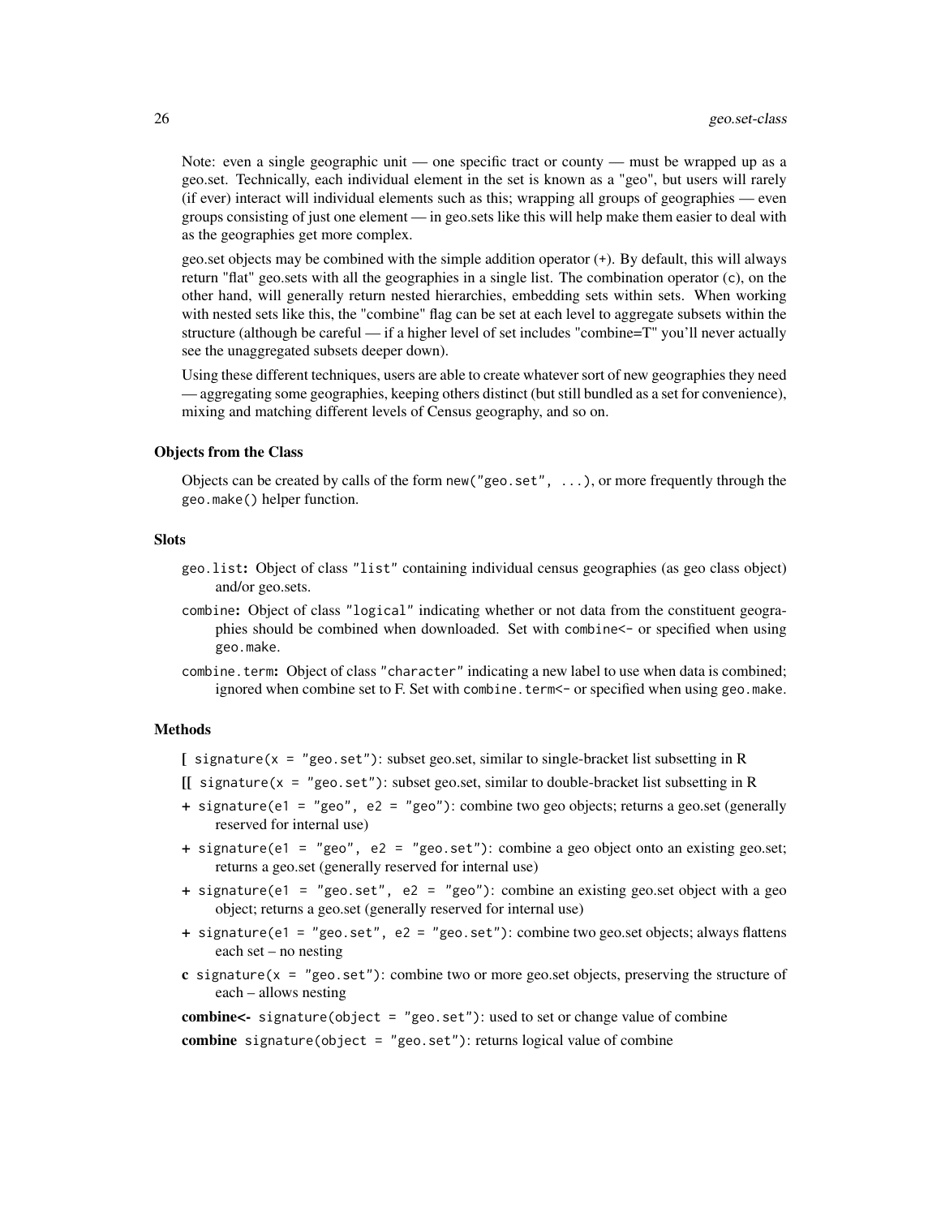Note: even a single geographic unit — one specific tract or county — must be wrapped up as a geo.set. Technically, each individual element in the set is known as a "geo", but users will rarely (if ever) interact will individual elements such as this; wrapping all groups of geographies — even groups consisting of just one element — in geo.sets like this will help make them easier to deal with as the geographies get more complex.

geo.set objects may be combined with the simple addition operator (`+`). By default, this will always return "flat" geo.sets with all the geographies in a single list. The combination operator (`c`), on the other hand, will generally return nested hierarchies, embedding sets within sets. When working with nested sets like this, the "combine" flag can be set at each level to aggregate subsets within the structure (although be careful — if a higher level of set includes "combine=T" you'll never actually see the unaggregated subsets deeper down).

Using these different techniques, users are able to create whatever sort of new geographies they need — aggregating some geographies, keeping others distinct (but still bundled as a set for convenience), mixing and matching different levels of Census geography, and so on.

### Objects from the Class

Objects can be created by calls of the form `new("geo.set", ...)`, or more frequently through the `geo.make()` helper function.

### Slots

- `geo.list`: Object of class `"list"` containing individual census geographies (as geo class object) and/or geo.sets.
- `combine`: Object of class `"logical"` indicating whether or not data from the constituent geographies should be combined when downloaded. Set with `combine<-` or specified when using `geo.make`.
- `combine.term`: Object of class `"character"` indicating a new label to use when data is combined; ignored when combine set to F. Set with `combine.term<-` or specified when using `geo.make`.

### Methods

- **[** `signature(x = "geo.set")`: subset geo.set, similar to single-bracket list subsetting in R
- **[[** `signature(x = "geo.set")`: subset geo.set, similar to double-bracket list subsetting in R
- **+** `signature(e1 = "geo", e2 = "geo")`: combine two geo objects; returns a geo.set (generally reserved for internal use)
- **+** `signature(e1 = "geo", e2 = "geo.set")`: combine a geo object onto an existing geo.set; returns a geo.set (generally reserved for internal use)
- **+** `signature(e1 = "geo.set", e2 = "geo")`: combine an existing geo.set object with a geo object; returns a geo.set (generally reserved for internal use)
- **+** `signature(e1 = "geo.set", e2 = "geo.set")`: combine two geo.set objects; always flattens each set – no nesting
- **c** `signature(x = "geo.set")`: combine two or more geo.set objects, preserving the structure of each – allows nesting
- **combine<-** `signature(object = "geo.set")`: used to set or change value of combine
- **combine** `signature(object = "geo.set")`: returns logical value of combine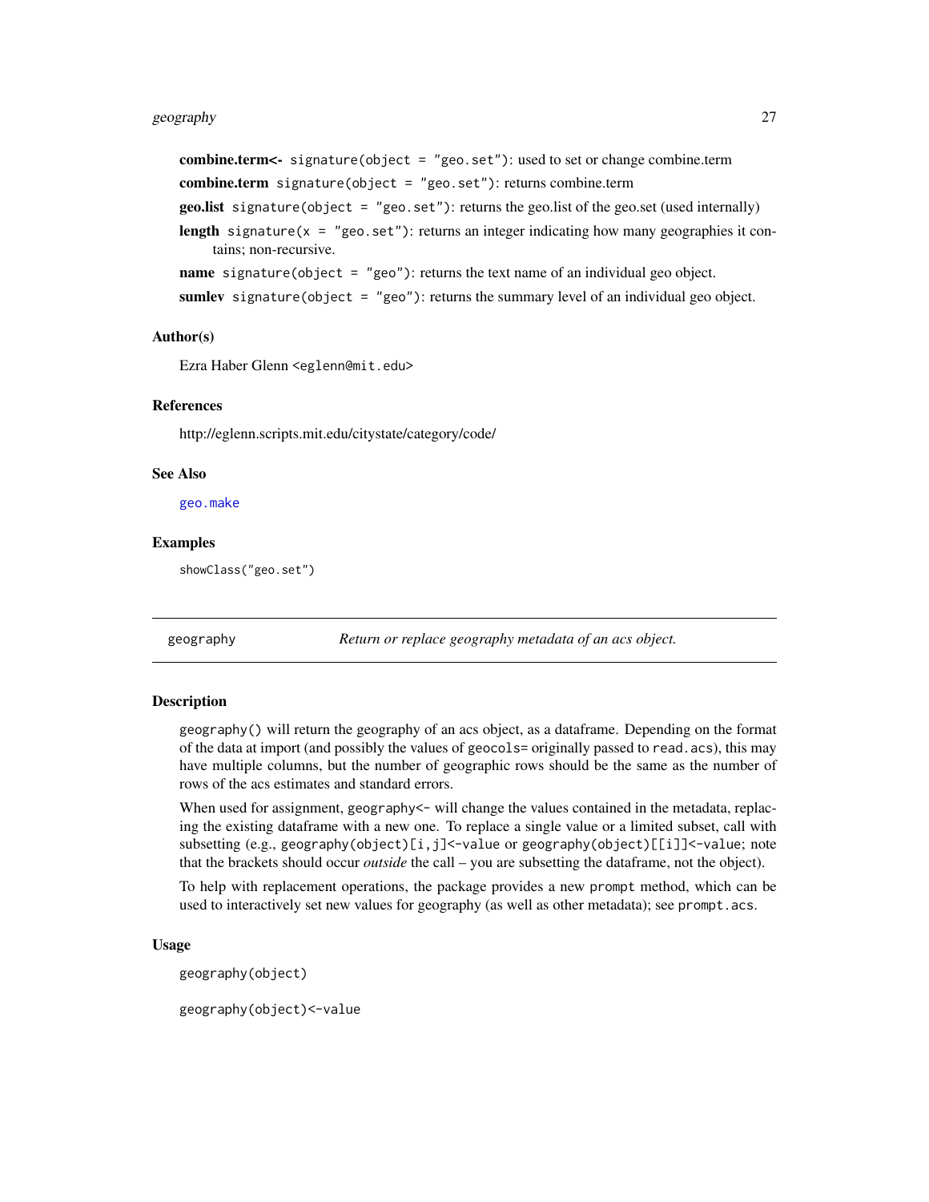**combine.term<-** `signature(object = "geo.set")`: used to set or change combine.term

**combine.term** `signature(object = "geo.set")`: returns combine.term

**geo.list** `signature(object = "geo.set")`: returns the geo.list of the geo.set (used internally)

**length** `signature(x = "geo.set")`: returns an integer indicating how many geographies it contains; non-recursive.

**name** `signature(object = "geo")`: returns the text name of an individual geo object.

**sumlev** `signature(object = "geo")`: returns the summary level of an individual geo object.

### Author(s)

Ezra Haber Glenn <eglenn@mit.edu>

### References

http://eglenn.scripts.mit.edu/citystate/category/code/

### See Also

`geo.make`

### Examples

```
showClass("geo.set")
```

---

## geography — *Return or replace geography metadata of an acs object.*

### Description

`geography()` will return the geography of an acs object, as a dataframe. Depending on the format of the data at import (and possibly the values of `geocols=` originally passed to `read.acs`), this may have multiple columns, but the number of geographic rows should be the same as the number of rows of the acs estimates and standard errors.

When used for assignment, `geography<-` will change the values contained in the metadata, replacing the existing dataframe with a new one. To replace a single value or a limited subset, call with subsetting (e.g., `geography(object)[i,j]<-value` or `geography(object)[[i]]<-value`; note that the brackets should occur *outside* the call – you are subsetting the dataframe, not the object).

To help with replacement operations, the package provides a new `prompt` method, which can be used to interactively set new values for geography (as well as other metadata); see `prompt.acs`.

### Usage

```
geography(object)

geography(object)<-value
```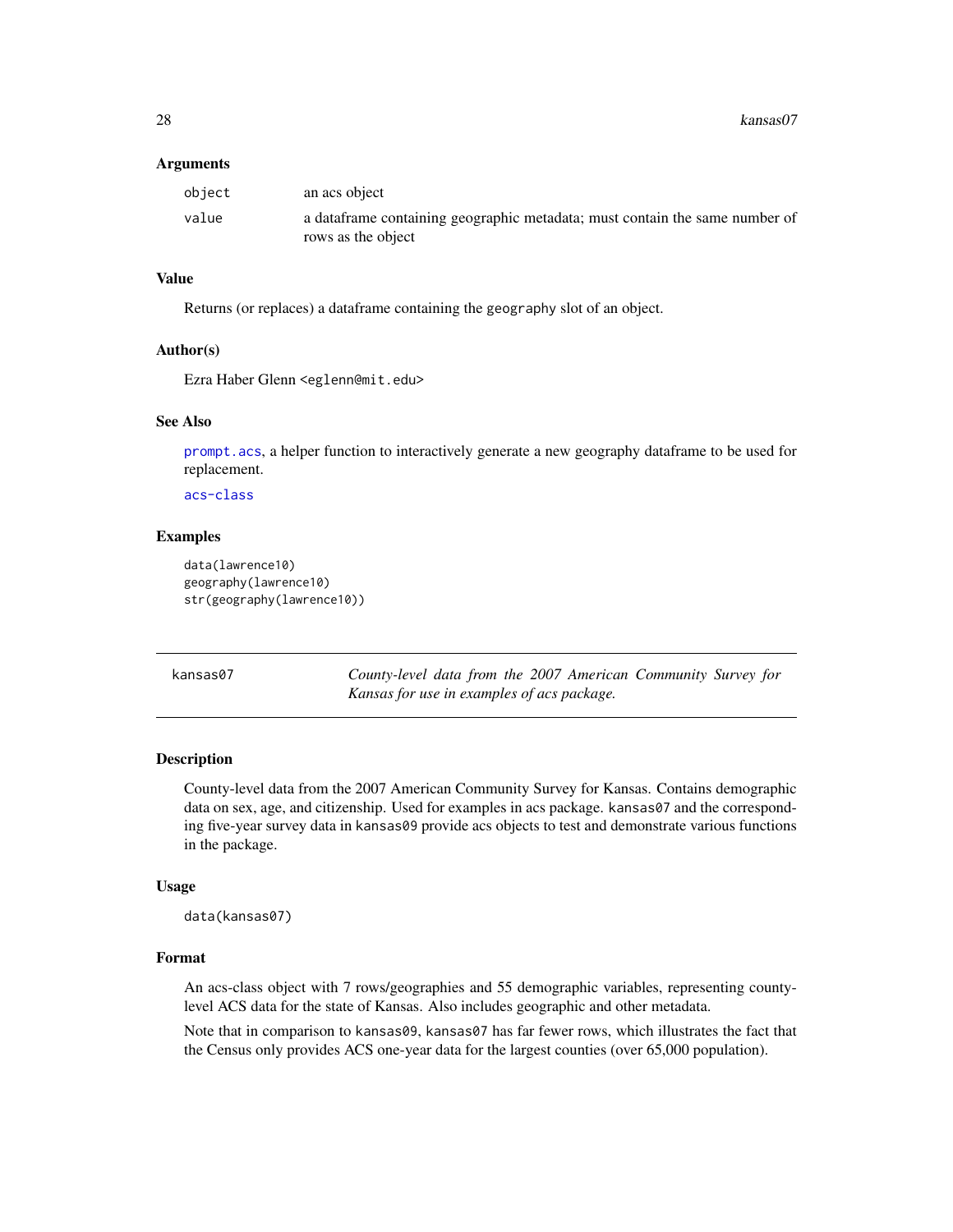### Arguments

| | |
|---|---|
| object | an acs object |
| value | a dataframe containing geographic metadata; must contain the same number of rows as the object |

### Value

Returns (or replaces) a dataframe containing the geography slot of an object.

### Author(s)

Ezra Haber Glenn <eglenn@mit.edu>

### See Also

prompt.acs, a helper function to interactively generate a new geography dataframe to be used for replacement.

acs-class

### Examples

```
data(lawrence10)
geography(lawrence10)
str(geography(lawrence10))
```

---

## kansas07 — *County-level data from the 2007 American Community Survey for Kansas for use in examples of acs package.*

---

### Description

County-level data from the 2007 American Community Survey for Kansas. Contains demographic data on sex, age, and citizenship. Used for examples in acs package. kansas07 and the corresponding five-year survey data in kansas09 provide acs objects to test and demonstrate various functions in the package.

### Usage

```
data(kansas07)
```

### Format

An acs-class object with 7 rows/geographies and 55 demographic variables, representing county-level ACS data for the state of Kansas. Also includes geographic and other metadata.

Note that in comparison to kansas09, kansas07 has far fewer rows, which illustrates the fact that the Census only provides ACS one-year data for the largest counties (over 65,000 population).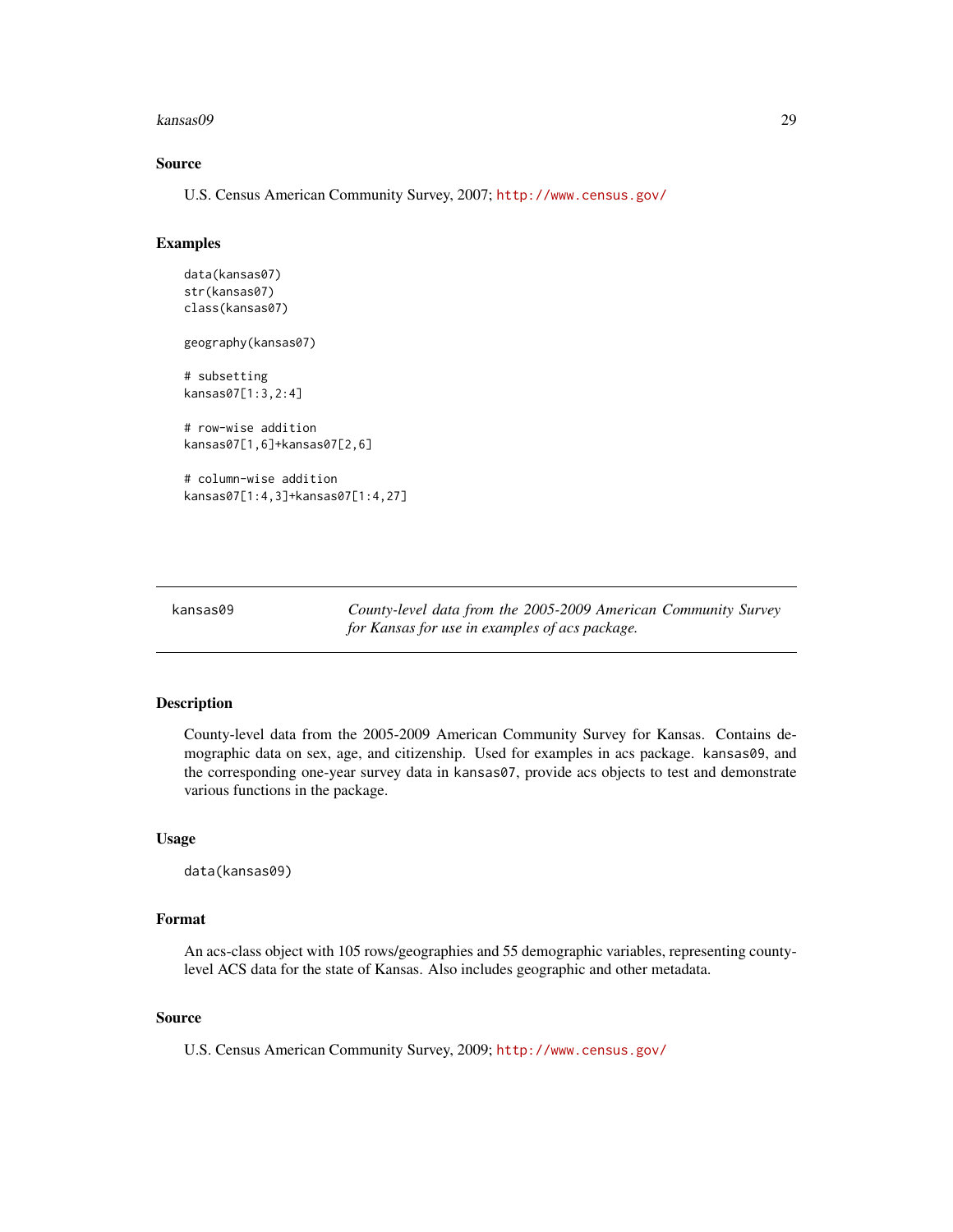### Source

U.S. Census American Community Survey, 2007; http://www.census.gov/

### Examples

```
data(kansas07)
str(kansas07)
class(kansas07)

geography(kansas07)

# subsetting
kansas07[1:3,2:4]

# row-wise addition
kansas07[1,6]+kansas07[2,6]

# column-wise addition
kansas07[1:4,3]+kansas07[1:4,27]
```

---

## kansas09 — *County-level data from the 2005-2009 American Community Survey for Kansas for use in examples of acs package.*

---

### Description

County-level data from the 2005-2009 American Community Survey for Kansas. Contains demographic data on sex, age, and citizenship. Used for examples in acs package. `kansas09`, and the corresponding one-year survey data in `kansas07`, provide acs objects to test and demonstrate various functions in the package.

### Usage

```
data(kansas09)
```

### Format

An acs-class object with 105 rows/geographies and 55 demographic variables, representing county-level ACS data for the state of Kansas. Also includes geographic and other metadata.

### Source

U.S. Census American Community Survey, 2009; http://www.census.gov/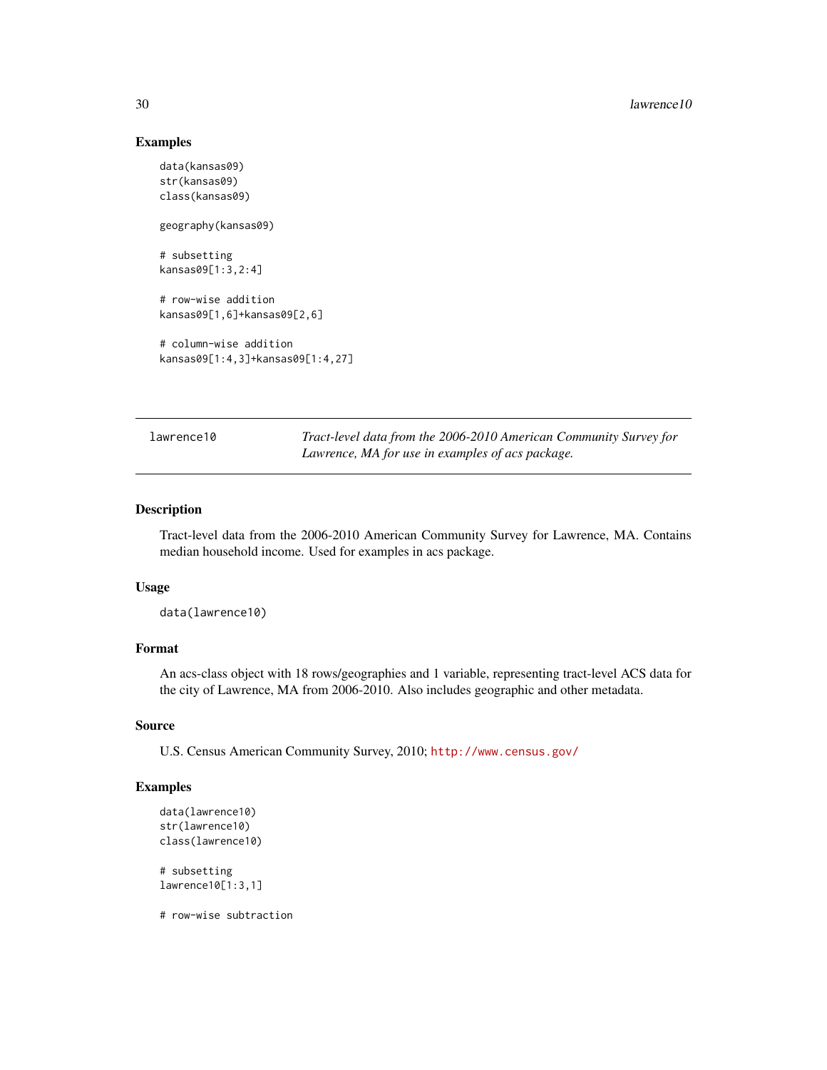### Examples

```
data(kansas09)
str(kansas09)
class(kansas09)

geography(kansas09)

# subsetting
kansas09[1:3,2:4]

# row-wise addition
kansas09[1,6]+kansas09[2,6]

# column-wise addition
kansas09[1:4,3]+kansas09[1:4,27]
```

---

## lawrence10 — *Tract-level data from the 2006-2010 American Community Survey for Lawrence, MA for use in examples of acs package.*

---

### Description

Tract-level data from the 2006-2010 American Community Survey for Lawrence, MA. Contains median household income. Used for examples in acs package.

### Usage

```
data(lawrence10)
```

### Format

An acs-class object with 18 rows/geographies and 1 variable, representing tract-level ACS data for the city of Lawrence, MA from 2006-2010. Also includes geographic and other metadata.

### Source

U.S. Census American Community Survey, 2010; http://www.census.gov/

### Examples

```
data(lawrence10)
str(lawrence10)
class(lawrence10)

# subsetting
lawrence10[1:3,1]

# row-wise subtraction
```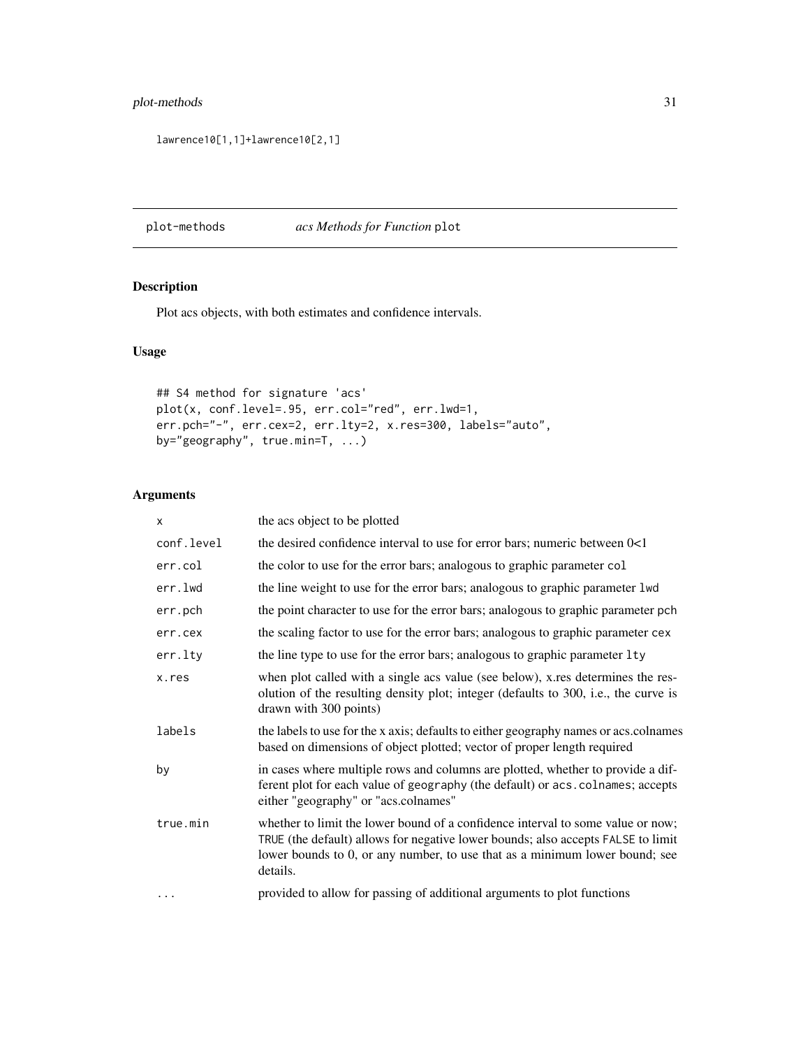```
lawrence10[1,1]+lawrence10[2,1]
```

## plot-methods *acs Methods for Function* plot

### Description

Plot acs objects, with both estimates and confidence intervals.

### Usage

```
## S4 method for signature 'acs'
plot(x, conf.level=.95, err.col="red", err.lwd=1,
err.pch="-", err.cex=2, err.lty=2, x.res=300, labels="auto",
by="geography", true.min=T, ...)
```

### Arguments

| | |
|---|---|
| x | the acs object to be plotted |
| conf.level | the desired confidence interval to use for error bars; numeric between 0<1 |
| err.col | the color to use for the error bars; analogous to graphic parameter col |
| err.lwd | the line weight to use for the error bars; analogous to graphic parameter lwd |
| err.pch | the point character to use for the error bars; analogous to graphic parameter pch |
| err.cex | the scaling factor to use for the error bars; analogous to graphic parameter cex |
| err.lty | the line type to use for the error bars; analogous to graphic parameter lty |
| x.res | when plot called with a single acs value (see below), x.res determines the resolution of the resulting density plot; integer (defaults to 300, i.e., the curve is drawn with 300 points) |
| labels | the labels to use for the x axis; defaults to either geography names or acs.colnames based on dimensions of object plotted; vector of proper length required |
| by | in cases where multiple rows and columns are plotted, whether to provide a different plot for each value of geography (the default) or acs.colnames; accepts either "geography" or "acs.colnames" |
| true.min | whether to limit the lower bound of a confidence interval to some value or now; TRUE (the default) allows for negative lower bounds; also accepts FALSE to limit lower bounds to 0, or any number, to use that as a minimum lower bound; see details. |
| ... | provided to allow for passing of additional arguments to plot functions |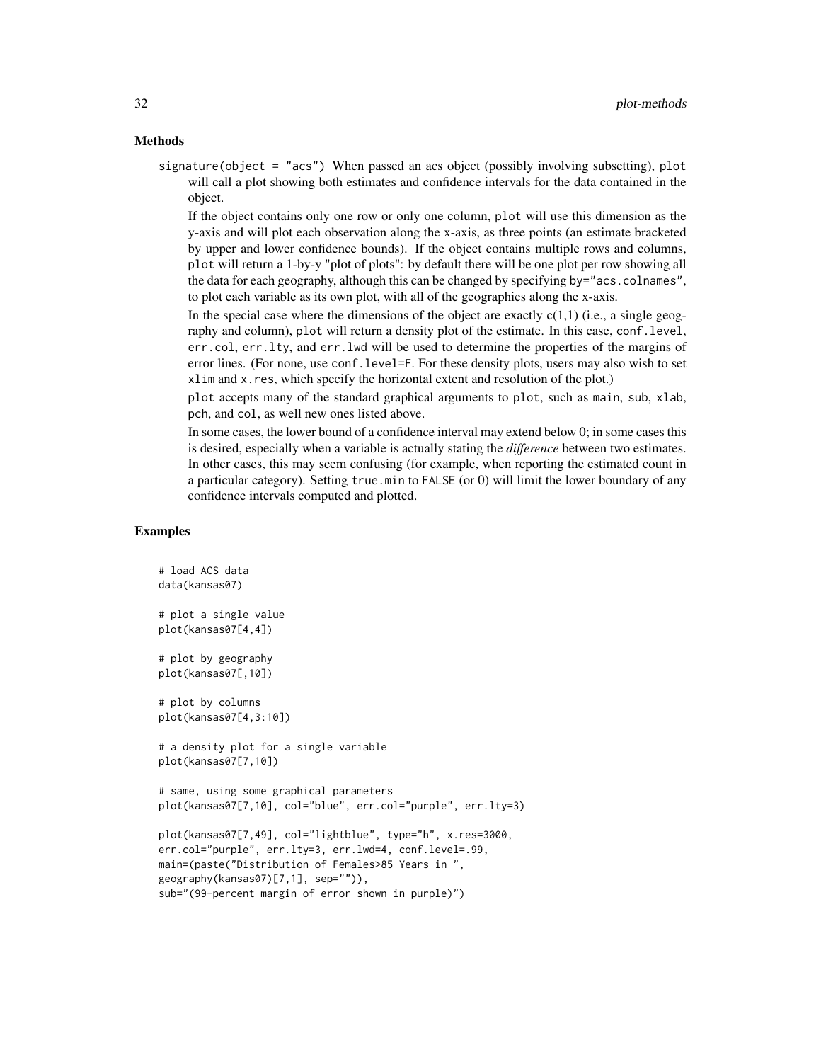### Methods

`signature(object = "acs")` When passed an acs object (possibly involving subsetting), `plot` will call a plot showing both estimates and confidence intervals for the data contained in the object.

If the object contains only one row or only one column, `plot` will use this dimension as the y-axis and will plot each observation along the x-axis, as three points (an estimate bracketed by upper and lower confidence bounds). If the object contains multiple rows and columns, `plot` will return a 1-by-y "plot of plots": by default there will be one plot per row showing all the data for each geography, although this can be changed by specifying `by="acs.colnames"`, to plot each variable as its own plot, with all of the geographies along the x-axis.

In the special case where the dimensions of the object are exactly c(1,1) (i.e., a single geography and column), `plot` will return a density plot of the estimate. In this case, `conf.level`, `err.col`, `err.lty`, and `err.lwd` will be used to determine the properties of the margins of error lines. (For none, use `conf.level=F`. For these density plots, users may also wish to set `xlim` and `x.res`, which specify the horizontal extent and resolution of the plot.)

`plot` accepts many of the standard graphical arguments to `plot`, such as `main`, `sub`, `xlab`, `pch`, and `col`, as well new ones listed above.

In some cases, the lower bound of a confidence interval may extend below 0; in some cases this is desired, especially when a variable is actually stating the *difference* between two estimates. In other cases, this may seem confusing (for example, when reporting the estimated count in a particular category). Setting `true.min` to `FALSE` (or 0) will limit the lower boundary of any confidence intervals computed and plotted.

### Examples

```
# load ACS data
data(kansas07)

# plot a single value
plot(kansas07[4,4])

# plot by geography
plot(kansas07[,10])

# plot by columns
plot(kansas07[4,3:10])

# a density plot for a single variable
plot(kansas07[7,10])

# same, using some graphical parameters
plot(kansas07[7,10], col="blue", err.col="purple", err.lty=3)

plot(kansas07[7,49], col="lightblue", type="h", x.res=3000,
err.col="purple", err.lty=3, err.lwd=4, conf.level=.99,
main=(paste("Distribution of Females>85 Years in ",
geography(kansas07)[7,1], sep="")),
sub="(99-percent margin of error shown in purple)")
```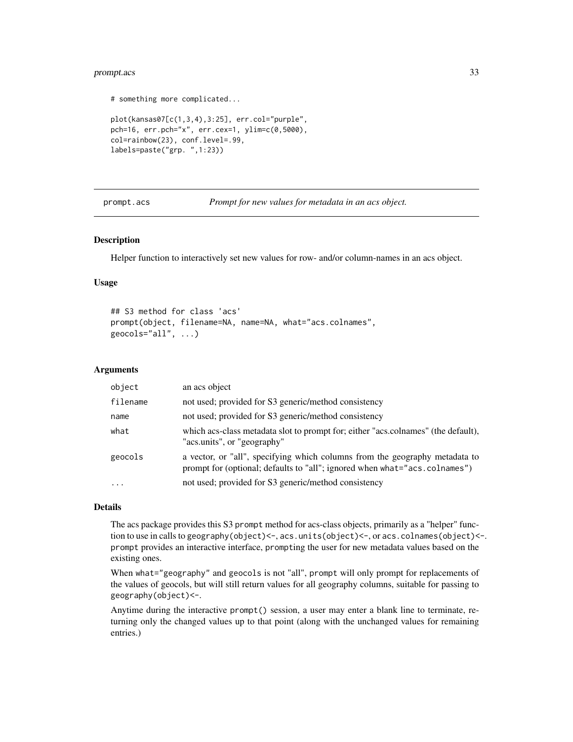```
# something more complicated...

plot(kansas07[c(1,3,4),3:25], err.col="purple",
pch=16, err.pch="x", err.cex=1, ylim=c(0,5000),
col=rainbow(23), conf.level=.99,
labels=paste("grp. ",1:23))
```

---

## prompt.acs — *Prompt for new values for metadata in an acs object.*

### Description

Helper function to interactively set new values for row- and/or column-names in an acs object.

### Usage

```
## S3 method for class 'acs'
prompt(object, filename=NA, name=NA, what="acs.colnames",
geocols="all", ...)
```

### Arguments

| | |
|---|---|
| `object` | an acs object |
| `filename` | not used; provided for S3 generic/method consistency |
| `name` | not used; provided for S3 generic/method consistency |
| `what` | which acs-class metadata slot to prompt for; either "acs.colnames" (the default), "acs.units", or "geography" |
| `geocols` | a vector, or "all", specifying which columns from the geography metadata to prompt for (optional; defaults to "all"; ignored when `what="acs.colnames"`) |
| `...` | not used; provided for S3 generic/method consistency |

### Details

The acs package provides this S3 `prompt` method for acs-class objects, primarily as a "helper" function to use in calls to `geography(object)<-`, `acs.units(object)<-`, or `acs.colnames(object)<-`. `prompt` provides an interactive interface, `prompt`ing the user for new metadata values based on the existing ones.

When `what="geography"` and `geocols` is not "all", `prompt` will only prompt for replacements of the values of geocols, but will still return values for all geography columns, suitable for passing to `geography(object)<-`.

Anytime during the interactive `prompt()` session, a user may enter a blank line to terminate, returning only the changed values up to that point (along with the unchanged values for remaining entries.)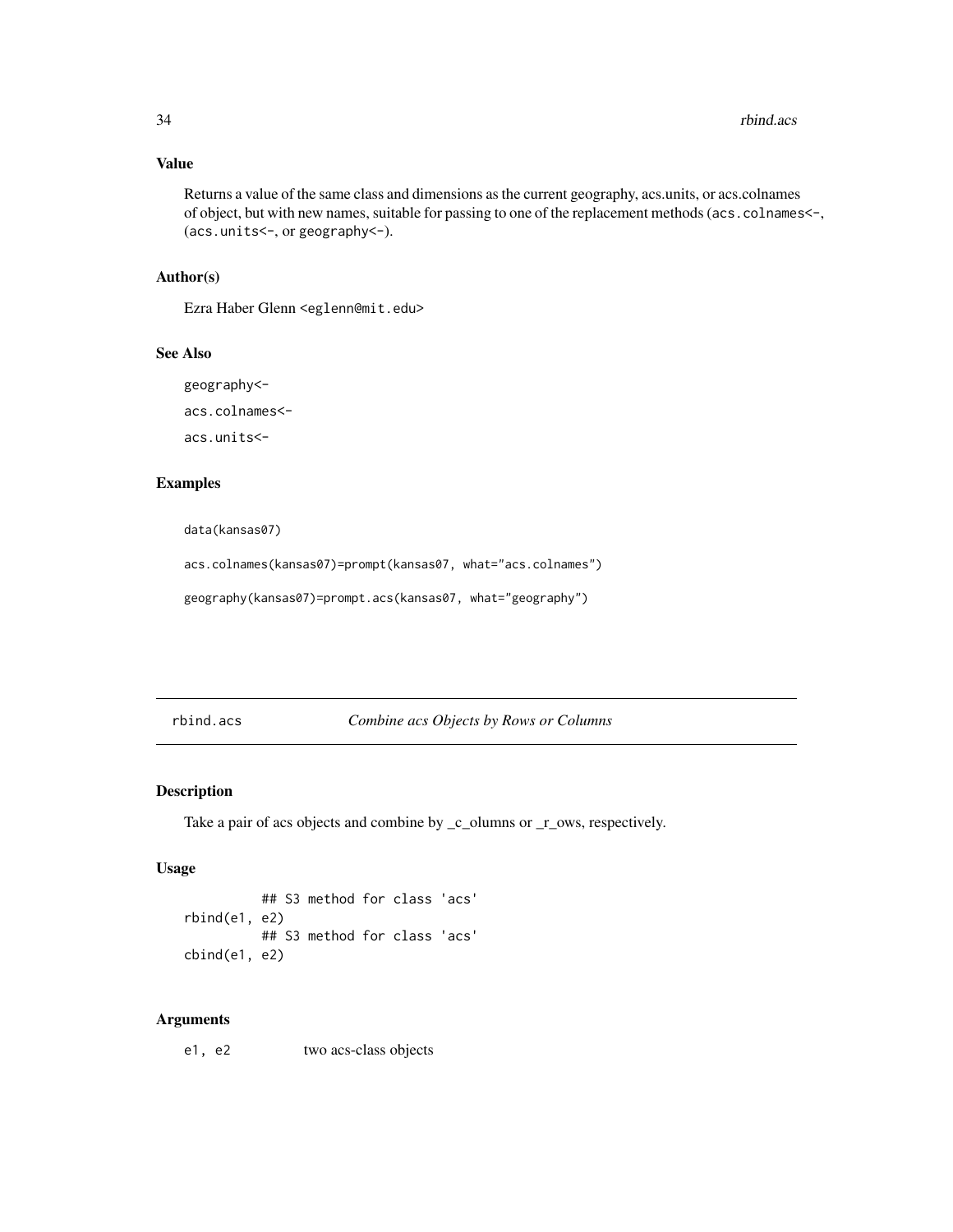## Value

Returns a value of the same class and dimensions as the current geography, acs.units, or acs.colnames of object, but with new names, suitable for passing to one of the replacement methods (`acs.colnames<-`, (`acs.units<-`, or `geography<-`).

## Author(s)

Ezra Haber Glenn <eglenn@mit.edu>

## See Also

`geography<-`

`acs.colnames<-`

`acs.units<-`

## Examples

```
data(kansas07)

acs.colnames(kansas07)=prompt(kansas07, what="acs.colnames")

geography(kansas07)=prompt.acs(kansas07, what="geography")
```

---

# rbind.acs — *Combine acs Objects by Rows or Columns*

## Description

Take a pair of acs objects and combine by _c_olumns or _r_ows, respectively.

## Usage

```
          ## S3 method for class 'acs'
rbind(e1, e2)
          ## S3 method for class 'acs'
cbind(e1, e2)
```

## Arguments

| | |
|---|---|
| e1, e2 | two acs-class objects |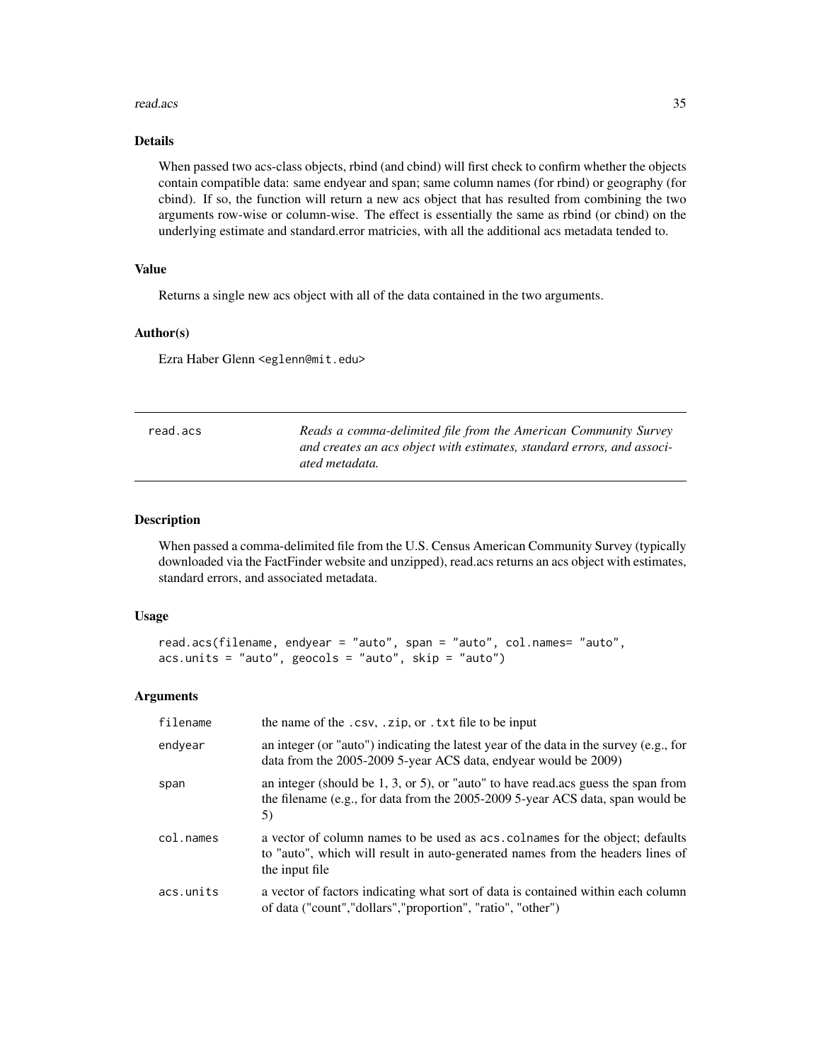### Details

When passed two acs-class objects, rbind (and cbind) will first check to confirm whether the objects contain compatible data: same endyear and span; same column names (for rbind) or geography (for cbind). If so, the function will return a new acs object that has resulted from combining the two arguments row-wise or column-wise. The effect is essentially the same as rbind (or cbind) on the underlying estimate and standard.error matricies, with all the additional acs metadata tended to.

### Value

Returns a single new acs object with all of the data contained in the two arguments.

### Author(s)

Ezra Haber Glenn <eglenn@mit.edu>

---

## read.acs

*Reads a comma-delimited file from the American Community Survey and creates an acs object with estimates, standard errors, and associated metadata.*

---

### Description

When passed a comma-delimited file from the U.S. Census American Community Survey (typically downloaded via the FactFinder website and unzipped), read.acs returns an acs object with estimates, standard errors, and associated metadata.

### Usage

```
read.acs(filename, endyear = "auto", span = "auto", col.names= "auto",
acs.units = "auto", geocols = "auto", skip = "auto")
```

### Arguments

| | |
|---|---|
| filename | the name of the .csv, .zip, or .txt file to be input |
| endyear | an integer (or "auto") indicating the latest year of the data in the survey (e.g., for data from the 2005-2009 5-year ACS data, endyear would be 2009) |
| span | an integer (should be 1, 3, or 5), or "auto" to have read.acs guess the span from the filename (e.g., for data from the 2005-2009 5-year ACS data, span would be 5) |
| col.names | a vector of column names to be used as acs.colnames for the object; defaults to "auto", which will result in auto-generated names from the headers lines of the input file |
| acs.units | a vector of factors indicating what sort of data is contained within each column of data ("count","dollars","proportion", "ratio", "other") |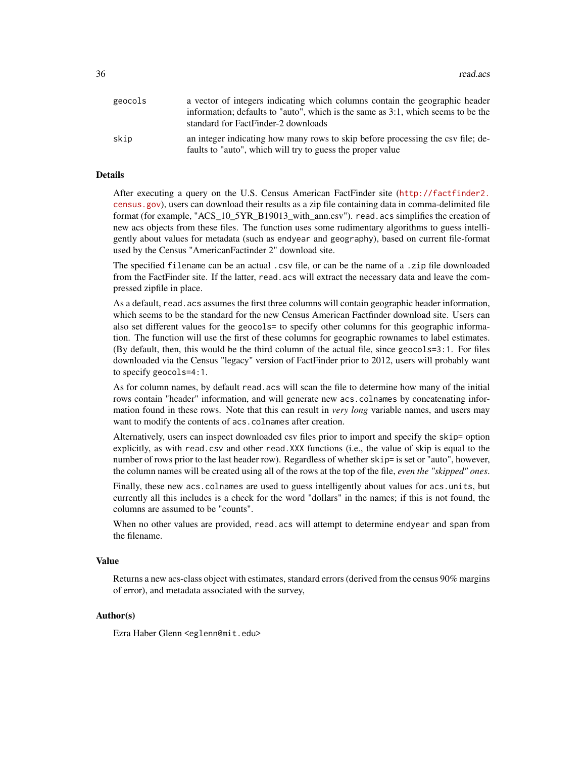| | |
|---|---|
| `geocols` | a vector of integers indicating which columns contain the geographic header information; defaults to "auto", which is the same as 3:1, which seems to be the standard for FactFinder-2 downloads |
| `skip` | an integer indicating how many rows to skip before processing the csv file; defaults to "auto", which will try to guess the proper value |

## Details

After executing a query on the U.S. Census American FactFinder site (http://factfinder2.census.gov), users can download their results as a zip file containing data in comma-delimited file format (for example, "ACS_10_5YR_B19013_with_ann.csv"). `read.acs` simplifies the creation of new acs objects from these files. The function uses some rudimentary algorithms to guess intelligently about values for metadata (such as `endyear` and `geography`), based on current file-format used by the Census "AmericanFactinder 2" download site.

The specified `filename` can be an actual `.csv` file, or can be the name of a `.zip` file downloaded from the FactFinder site. If the latter, `read.acs` will extract the necessary data and leave the compressed zipfile in place.

As a default, `read.acs` assumes the first three columns will contain geographic header information, which seems to be the standard for the new Census American Factfinder download site. Users can also set different values for the `geocols=` to specify other columns for this geographic information. The function will use the first of these columns for geographic rownames to label estimates. (By default, then, this would be the third column of the actual file, since `geocols=3:1`. For files downloaded via the Census "legacy" version of FactFinder prior to 2012, users will probably want to specify `geocols=4:1`.

As for column names, by default `read.acs` will scan the file to determine how many of the initial rows contain "header" information, and will generate new `acs.colnames` by concatenating information found in these rows. Note that this can result in *very long* variable names, and users may want to modify the contents of `acs.colnames` after creation.

Alternatively, users can inspect downloaded csv files prior to import and specify the `skip=` option explicitly, as with `read.csv` and other `read.XXX` functions (i.e., the value of skip is equal to the number of rows prior to the last header row). Regardless of whether `skip=` is set or "auto", however, the column names will be created using all of the rows at the top of the file, *even the "skipped" ones*.

Finally, these new `acs.colnames` are used to guess intelligently about values for `acs.units`, but currently all this includes is a check for the word "dollars" in the names; if this is not found, the columns are assumed to be "counts".

When no other values are provided, `read.acs` will attempt to determine `endyear` and `span` from the filename.

## Value

Returns a new acs-class object with estimates, standard errors (derived from the census 90% margins of error), and metadata associated with the survey,

## Author(s)

Ezra Haber Glenn <eglenn@mit.edu>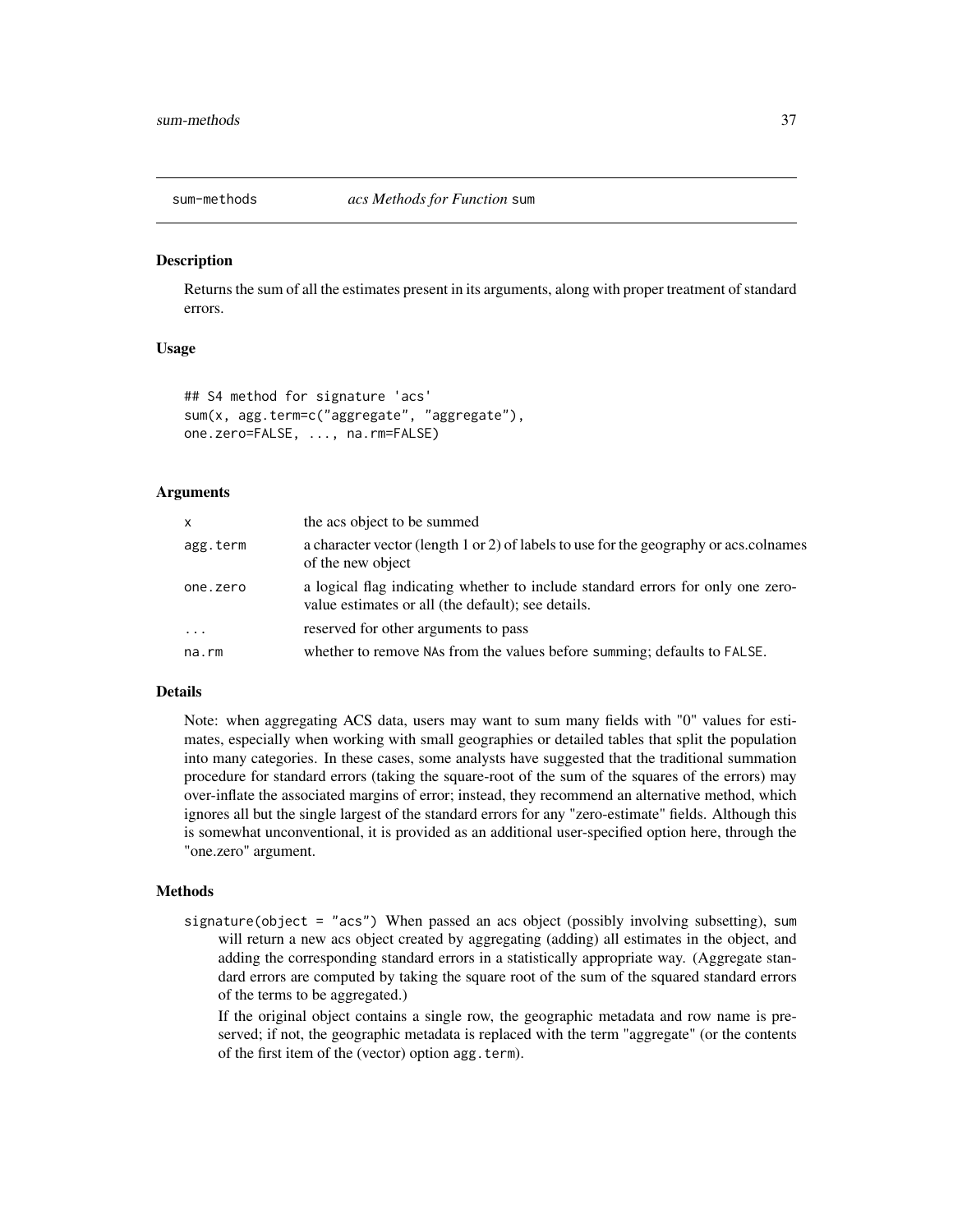## sum-methods *acs Methods for Function* `sum`

### Description

Returns the sum of all the estimates present in its arguments, along with proper treatment of standard errors.

### Usage

```
## S4 method for signature 'acs'
sum(x, agg.term=c("aggregate", "aggregate"),
one.zero=FALSE, ..., na.rm=FALSE)
```

### Arguments

| | |
|---|---|
| `x` | the acs object to be summed |
| `agg.term` | a character vector (length 1 or 2) of labels to use for the geography or acs.colnames of the new object |
| `one.zero` | a logical flag indicating whether to include standard errors for only one zero-value estimates or all (the default); see details. |
| `...` | reserved for other arguments to pass |
| `na.rm` | whether to remove `NA`s from the values before summing; defaults to `FALSE`. |

### Details

Note: when aggregating ACS data, users may want to sum many fields with "0" values for estimates, especially when working with small geographies or detailed tables that split the population into many categories. In these cases, some analysts have suggested that the traditional summation procedure for standard errors (taking the square-root of the sum of the squares of the errors) may over-inflate the associated margins of error; instead, they recommend an alternative method, which ignores all but the single largest of the standard errors for any "zero-estimate" fields. Although this is somewhat unconventional, it is provided as an additional user-specified option here, through the "one.zero" argument.

### Methods

`signature(object = "acs")` When passed an acs object (possibly involving subsetting), `sum` will return a new acs object created by aggregating (adding) all estimates in the object, and adding the corresponding standard errors in a statistically appropriate way. (Aggregate standard errors are computed by taking the square root of the sum of the squared standard errors of the terms to be aggregated.)

If the original object contains a single row, the geographic metadata and row name is preserved; if not, the geographic metadata is replaced with the term "aggregate" (or the contents of the first item of the (vector) option `agg.term`).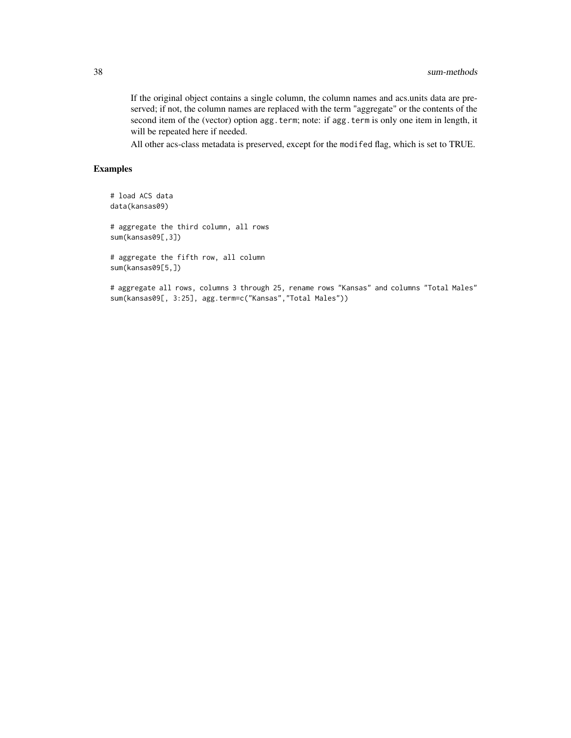If the original object contains a single column, the column names and acs.units data are preserved; if not, the column names are replaced with the term "aggregate" or the contents of the second item of the (vector) option `agg.term`; note: if `agg.term` is only one item in length, it will be repeated here if needed.

All other acs-class metadata is preserved, except for the `modifed` flag, which is set to TRUE.

## Examples

```
# load ACS data
data(kansas09)

# aggregate the third column, all rows
sum(kansas09[,3])

# aggregate the fifth row, all column
sum(kansas09[5,])

# aggregate all rows, columns 3 through 25, rename rows "Kansas" and columns "Total Males"
sum(kansas09[, 3:25], agg.term=c("Kansas","Total Males"))
```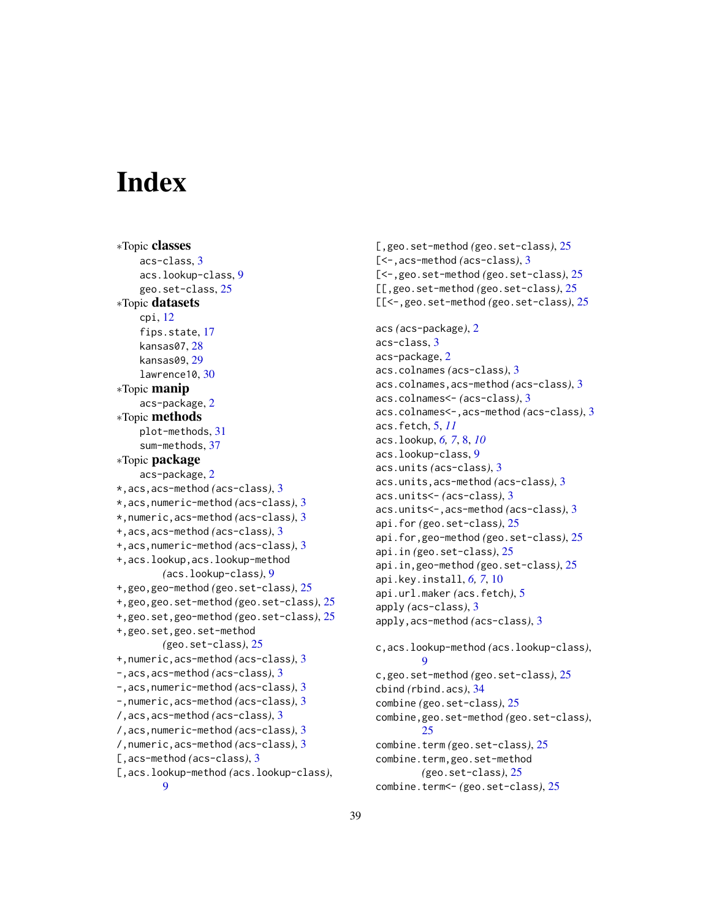# Index

∗Topic **classes**
- acs-class, 3
- acs.lookup-class, 9
- geo.set-class, 25

∗Topic **datasets**
- cpi, 12
- fips.state, 17
- kansas07, 28
- kansas09, 29
- lawrence10, 30

∗Topic **manip**
- acs-package, 2

∗Topic **methods**
- plot-methods, 31
- sum-methods, 37

∗Topic **package**
- acs-package, 2

*,acs,acs-method *(acs-class)*, 3
*,acs,numeric-method *(acs-class)*, 3
*,numeric,acs-method *(acs-class)*, 3
+,acs,acs-method *(acs-class)*, 3
+,acs,numeric-method *(acs-class)*, 3
+,acs.lookup,acs.lookup-method *(acs.lookup-class)*, 9
+,geo,geo-method *(geo.set-class)*, 25
+,geo,geo.set-method *(geo.set-class)*, 25
+,geo.set,geo-method *(geo.set-class)*, 25
+,geo.set,geo.set-method *(geo.set-class)*, 25
+,numeric,acs-method *(acs-class)*, 3
-,acs,acs-method *(acs-class)*, 3
-,acs,numeric-method *(acs-class)*, 3
-,numeric,acs-method *(acs-class)*, 3
/,acs,acs-method *(acs-class)*, 3
/,acs,numeric-method *(acs-class)*, 3
/,numeric,acs-method *(acs-class)*, 3
[,acs-method *(acs-class)*, 3
[,acs.lookup-method *(acs.lookup-class)*, 9
[,geo.set-method *(geo.set-class)*, 25
[<-,acs-method *(acs-class)*, 3
[<-,geo.set-method *(geo.set-class)*, 25
[[,geo.set-method *(geo.set-class)*, 25
[[<-,geo.set-method *(geo.set-class)*, 25

acs *(acs-package)*, 2
acs-class, 3
acs-package, 2
acs.colnames *(acs-class)*, 3
acs.colnames,acs-method *(acs-class)*, 3
acs.colnames<- *(acs-class)*, 3
acs.colnames<-,acs-method *(acs-class)*, 3
acs.fetch, 5, *11*
acs.lookup, *6, 7*, 8, *10*
acs.lookup-class, 9
acs.units *(acs-class)*, 3
acs.units,acs-method *(acs-class)*, 3
acs.units<- *(acs-class)*, 3
acs.units<-,acs-method *(acs-class)*, 3
api.for *(geo.set-class)*, 25
api.for,geo-method *(geo.set-class)*, 25
api.in *(geo.set-class)*, 25
api.in,geo-method *(geo.set-class)*, 25
api.key.install, *6, 7*, 10
api.url.maker *(acs.fetch)*, 5
apply *(acs-class)*, 3
apply,acs-method *(acs-class)*, 3

c,acs.lookup-method *(acs.lookup-class)*, 9
c,geo.set-method *(geo.set-class)*, 25
cbind *(rbind.acs)*, 34
combine *(geo.set-class)*, 25
combine,geo.set-method *(geo.set-class)*, 25
combine.term *(geo.set-class)*, 25
combine.term,geo.set-method *(geo.set-class)*, 25
combine.term<- *(geo.set-class)*, 25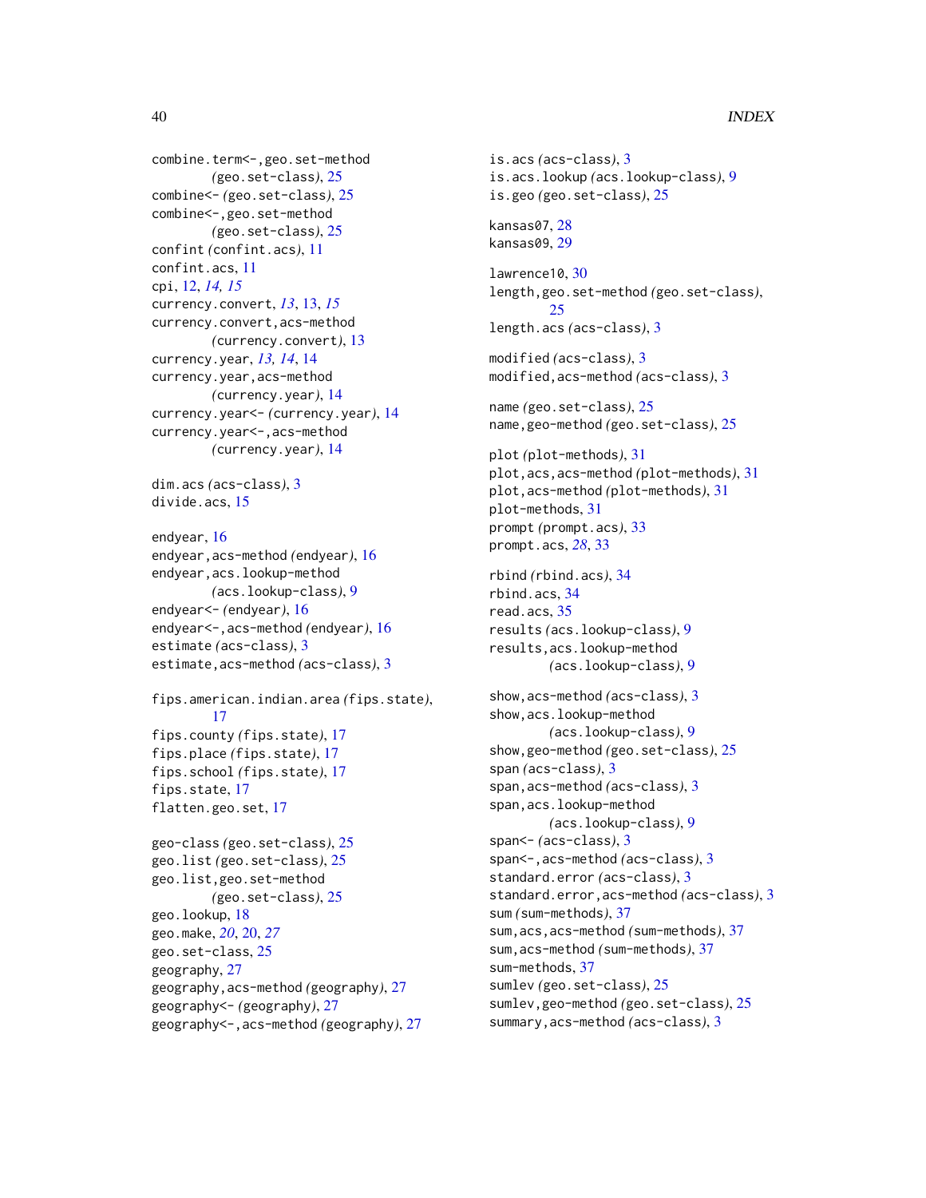combine.term<-,geo.set-method (geo.set-class), 25
combine<- (geo.set-class), 25
combine<-,geo.set-method (geo.set-class), 25
confint (confint.acs), 11
confint.acs, 11
cpi, 12, *14, 15*
currency.convert, *13*, 13, *15*
currency.convert,acs-method (currency.convert), 13
currency.year, *13, 14*, 14
currency.year,acs-method (currency.year), 14
currency.year<- (currency.year), 14
currency.year<-,acs-method (currency.year), 14

dim.acs (acs-class), 3
divide.acs, 15

endyear, 16
endyear,acs-method (endyear), 16
endyear,acs.lookup-method (acs.lookup-class), 9
endyear<- (endyear), 16
endyear<-,acs-method (endyear), 16
estimate (acs-class), 3
estimate,acs-method (acs-class), 3

fips.american.indian.area (fips.state), 17
fips.county (fips.state), 17
fips.place (fips.state), 17
fips.school (fips.state), 17
fips.state, 17
flatten.geo.set, 17

geo-class (geo.set-class), 25
geo.list (geo.set-class), 25
geo.list,geo.set-method (geo.set-class), 25
geo.lookup, 18
geo.make, *20*, 20, *27*
geo.set-class, 25
geography, 27
geography,acs-method (geography), 27
geography<- (geography), 27
geography<-,acs-method (geography), 27

is.acs (acs-class), 3
is.acs.lookup (acs.lookup-class), 9
is.geo (geo.set-class), 25

kansas07, 28
kansas09, 29

lawrence10, 30
length,geo.set-method (geo.set-class), 25
length.acs (acs-class), 3

modified (acs-class), 3
modified,acs-method (acs-class), 3

name (geo.set-class), 25
name,geo-method (geo.set-class), 25

plot (plot-methods), 31
plot,acs,acs-method (plot-methods), 31
plot,acs-method (plot-methods), 31
plot-methods, 31
prompt (prompt.acs), 33
prompt.acs, *28*, 33

rbind (rbind.acs), 34
rbind.acs, 34
read.acs, 35
results (acs.lookup-class), 9
results,acs.lookup-method (acs.lookup-class), 9

show,acs-method (acs-class), 3
show,acs.lookup-method (acs.lookup-class), 9
show,geo-method (geo.set-class), 25
span (acs-class), 3
span,acs-method (acs-class), 3
span,acs.lookup-method (acs.lookup-class), 9
span<- (acs-class), 3
span<-,acs-method (acs-class), 3
standard.error (acs-class), 3
standard.error,acs-method (acs-class), 3
sum (sum-methods), 37
sum,acs,acs-method (sum-methods), 37
sum,acs-method (sum-methods), 37
sum-methods, 37
sumlev (geo.set-class), 25
sumlev,geo-method (geo.set-class), 25
summary,acs-method (acs-class), 3